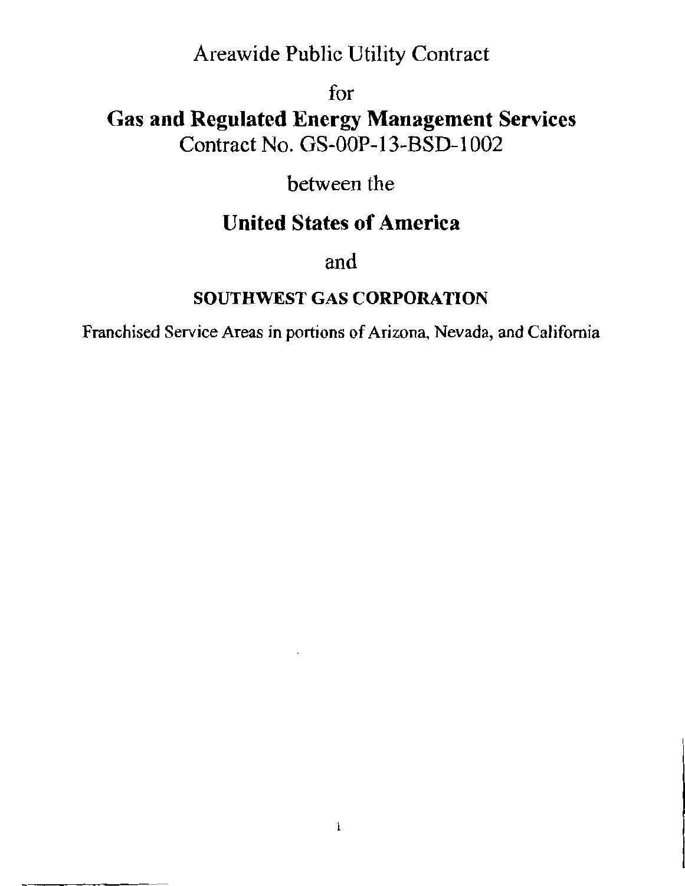# Areawide Public Utility Contract

for

## Gas and Regulated Energy Management Services

Contract No. GS-00P-13-BSD-1002

between the

## United States of America

and

### SOUTHWEST GAS CORPORATION

Franchised Service Areas in portions of Arizona, Nevada, and California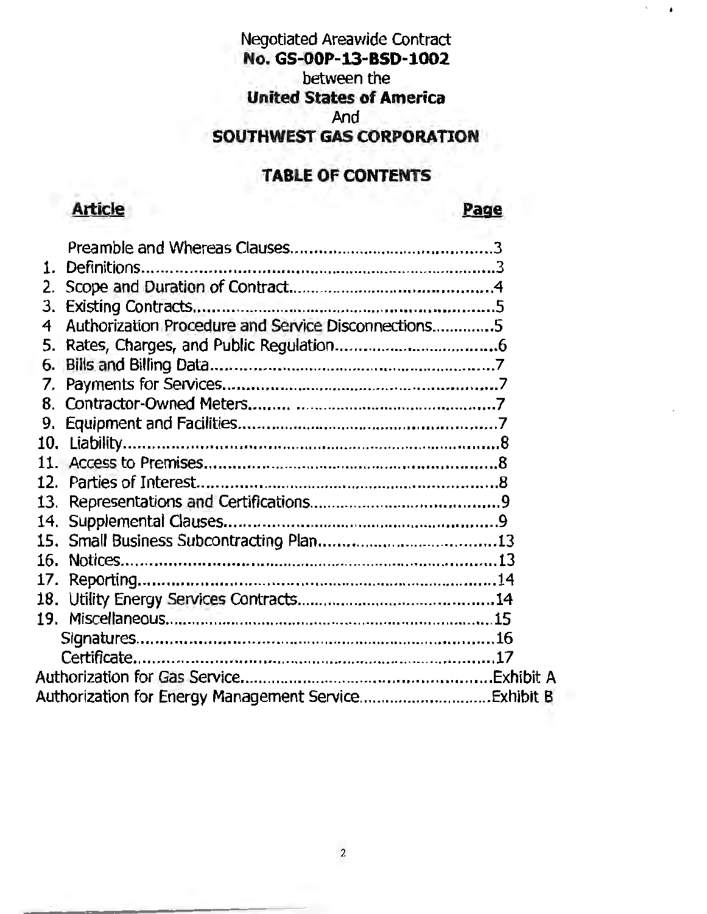Negotiated Areawide Contract
**No. GS-00P-13-BSD-1002**
between the
**United States of America**
And
**SOUTHWEST GAS CORPORATION**

## TABLE OF CONTENTS

| Article | Page |
|---|---|
| Preamble and Whereas Clauses | 3 |
| 1. Definitions | 3 |
| 2. Scope and Duration of Contract | 4 |
| 3. Existing Contracts | 5 |
| 4 Authorization Procedure and Service Disconnections | 5 |
| 5. Rates, Charges, and Public Regulation | 6 |
| 6. Bills and Billing Data | 7 |
| 7. Payments for Services | 7 |
| 8. Contractor-Owned Meters | 7 |
| 9. Equipment and Facilities | 7 |
| 10. Liability | 8 |
| 11. Access to Premises | 8 |
| 12. Parties of Interest | 8 |
| 13. Representations and Certifications | 9 |
| 14. Supplemental Clauses | 9 |
| 15. Small Business Subcontracting Plan | 13 |
| 16. Notices | 13 |
| 17. Reporting | 14 |
| 18. Utility Energy Services Contracts | 14 |
| 19. Miscellaneous | 15 |
| Signatures | 16 |
| Certificate | 17 |
| Authorization for Gas Service | Exhibit A |
| Authorization for Energy Management Service | Exhibit B |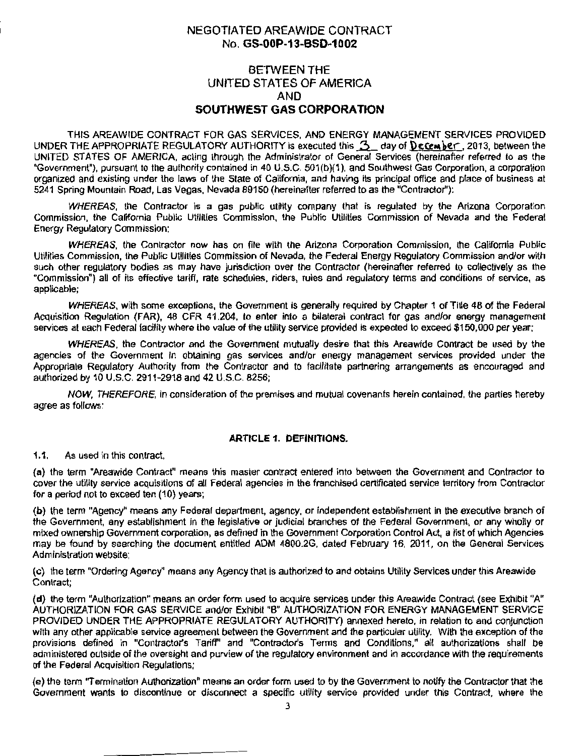# NEGOTIATED AREAWIDE CONTRACT
## No. GS-00P-13-BSD-1002

## BETWEEN THE UNITED STATES OF AMERICA AND SOUTHWEST GAS CORPORATION

THIS AREAWIDE CONTRACT FOR GAS SERVICES, AND ENERGY MANAGEMENT SERVICES PROVIDED UNDER THE APPROPRIATE REGULATORY AUTHORITY is executed this 3 day of December, 2013, between the UNITED STATES OF AMERICA, acting through the Administrator of General Services (hereinafter referred to as the "Government"), pursuant to the authority contained in 40 U.S.C. 501(b)(1), and Southwest Gas Corporation, a corporation organized and existing under the laws of the State of California, and having its principal office and place of business at 5241 Spring Mountain Road, Las Vegas, Nevada 89150 (hereinafter referred to as the "Contractor"):

*WHEREAS*, the Contractor is a gas public utility company that is regulated by the Arizona Corporation Commission, the California Public Utilities Commission, the Public Utilities Commission of Nevada and the Federal Energy Regulatory Commission;

*WHEREAS*, the Contractor now has on file with the Arizona Corporation Commission, the California Public Utilities Commission, the Public Utilities Commission of Nevada, the Federal Energy Regulatory Commission and/or with such other regulatory bodies as may have jurisdiction over the Contractor (hereinafter referred to collectively as the "Commission") all of its effective tariff, rate schedules, riders, rules and regulatory terms and conditions of service, as applicable;

*WHEREAS*, with some exceptions, the Government is generally required by Chapter 1 of Title 48 of the Federal Acquisition Regulation (FAR), 48 CFR 41.204, to enter into a bilateral contract for gas and/or energy management services at each Federal facility where the value of the utility service provided is expected to exceed $150,000 per year;

*WHEREAS*, the Contractor and the Government mutually desire that this Areawide Contract be used by the agencies of the Government in obtaining gas services and/or energy management services provided under the Appropriate Regulatory Authority from the Contractor and to facilitate partnering arrangements as encouraged and authorized by 10 U.S.C. 2911-2918 and 42 U.S.C. 8256;

*NOW, THEREFORE*, in consideration of the premises and mutual covenants herein contained, the parties hereby agree as follows:

### ARTICLE 1. DEFINITIONS.

1.1. As used in this contract,

**(a)** the term "Areawide Contract" means this master contract entered into between the Government and Contractor to cover the utility service acquisitions of all Federal agencies in the franchised certificated service territory from Contractor for a period not to exceed ten (10) years;

**(b)** the term "Agency" means any Federal department, agency, or independent establishment in the executive branch of the Government, any establishment in the legislative or judicial branches of the Federal Government, or any wholly or mixed ownership Government corporation, as defined in the Government Corporation Control Act, a list of which Agencies may be found by searching the document entitled ADM 4800.2G, dated February 16, 2011, on the General Services Administration website;

**(c)** the term "Ordering Agency" means any Agency that is authorized to and obtains Utility Services under this Areawide Contract;

**(d)** the term "Authorization" means an order form used to acquire services under this Areawide Contract (see Exhibit "A" AUTHORIZATION FOR GAS SERVICE and/or Exhibit "B" AUTHORIZATION FOR ENERGY MANAGEMENT SERVICE PROVIDED UNDER THE APPROPRIATE REGULATORY AUTHORITY) annexed hereto, in relation to and conjunction with any other applicable service agreement between the Government and the particular utility. With the exception of the provisions defined in "Contractor's Tariff" and "Contractor's Terms and Conditions," all authorizations shall be administered outside of the oversight and purview of the regulatory environment and in accordance with the requirements of the Federal Acquisition Regulations;

**(e)** the term "Termination Authorization" means an order form used to by the Government to notify the Contractor that the Government wants to discontinue or disconnect a specific utility service provided under this Contract, where the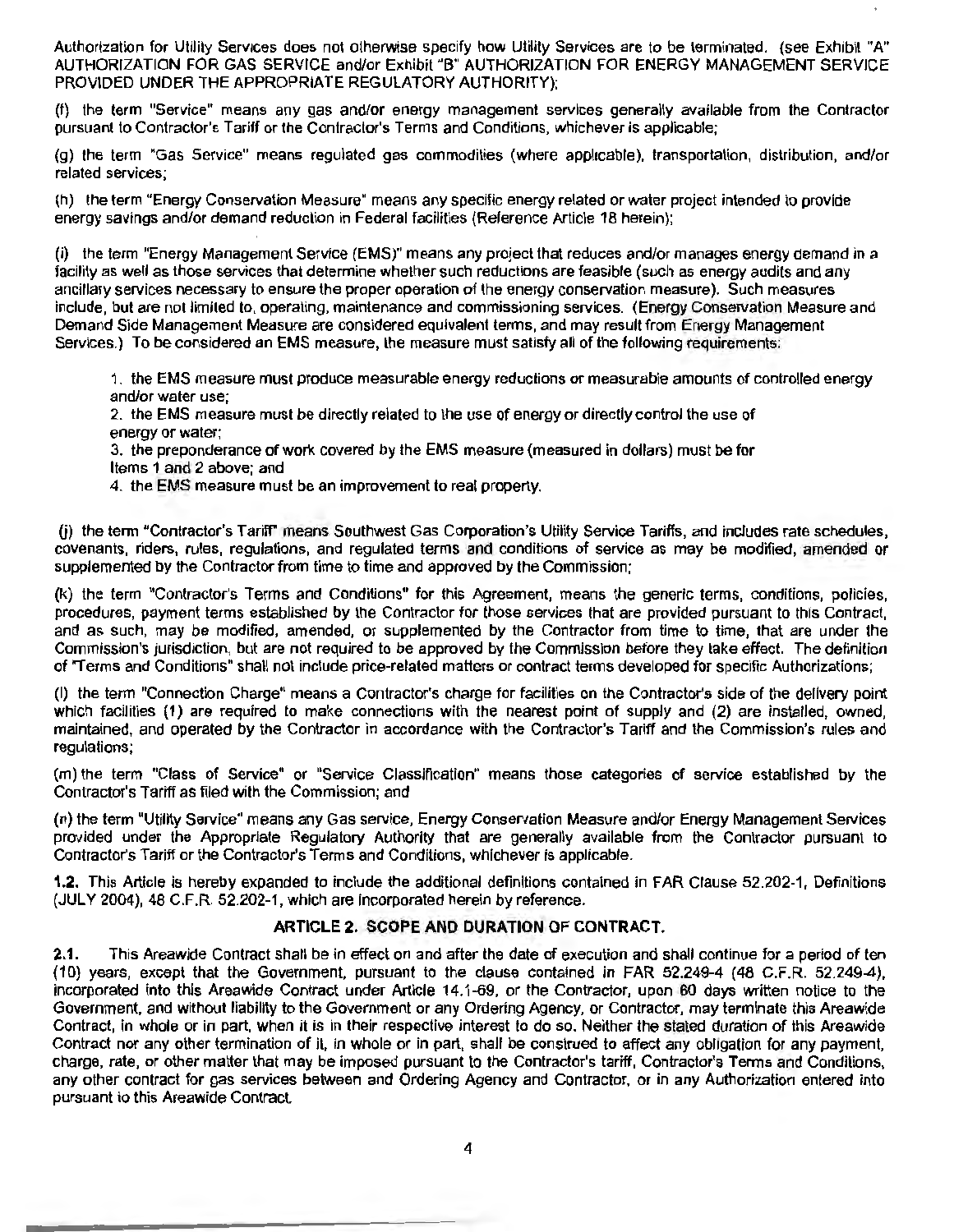Authorization for Utility Services does not otherwise specify how Utility Services are to be terminated. (see Exhibit "A" AUTHORIZATION FOR GAS SERVICE and/or Exhibit "B" AUTHORIZATION FOR ENERGY MANAGEMENT SERVICE PROVIDED UNDER THE APPROPRIATE REGULATORY AUTHORITY);

(f) the term "Service" means any gas and/or energy management services generally available from the Contractor pursuant to Contractor's Tariff or the Contractor's Terms and Conditions, whichever is applicable;

(g) the term "Gas Service" means regulated gas commodities (where applicable), transportation, distribution, and/or related services;

(h) the term "Energy Conservation Measure" means any specific energy related or water project intended to provide energy savings and/or demand reduction in Federal facilities (Reference Article 18 herein);

(i) the term "Energy Management Service (EMS)" means any project that reduces and/or manages energy demand in a facility as well as those services that determine whether such reductions are feasible (such as energy audits and any ancillary services necessary to ensure the proper operation of the energy conservation measure). Such measures include, but are not limited to, operating, maintenance and commissioning services. (Energy Conservation Measure and Demand Side Management Measure are considered equivalent terms, and may result from Energy Management Services.) To be considered an EMS measure, the measure must satisfy all of the following requirements:

1. the EMS measure must produce measurable energy reductions or measurable amounts of controlled energy and/or water use;
2. the EMS measure must be directly related to the use of energy or directly control the use of energy or water;
3. the preponderance of work covered by the EMS measure (measured in dollars) must be for Items 1 and 2 above; and
4. the EMS measure must be an improvement to real property.

(j) the term "Contractor's Tariff" means Southwest Gas Corporation's Utility Service Tariffs, and includes rate schedules, covenants, riders, rules, regulations, and regulated terms and conditions of service as may be modified, amended or supplemented by the Contractor from time to time and approved by the Commission;

(k) the term "Contractor's Terms and Conditions" for this Agreement, means the generic terms, conditions, policies, procedures, payment terms established by the Contractor for those services that are provided pursuant to this Contract, and as such, may be modified, amended, or supplemented by the Contractor from time to time, that are under the Commission's jurisdiction, but are not required to be approved by the Commission before they take effect. The definition of "Terms and Conditions" shall not include price-related matters or contract terms developed for specific Authorizations;

(l) the term "Connection Charge" means a Contractor's charge for facilities on the Contractor's side of the delivery point which facilities (1) are required to make connections with the nearest point of supply and (2) are installed, owned, maintained, and operated by the Contractor in accordance with the Contractor's Tariff and the Commission's rules and regulations;

(m) the term "Class of Service" or "Service Classification" means those categories of service established by the Contractor's Tariff as filed with the Commission; and

(n) the term "Utility Service" means any Gas service, Energy Conservation Measure and/or Energy Management Services provided under the Appropriate Regulatory Authority that are generally available from the Contractor pursuant to Contractor's Tariff or the Contractor's Terms and Conditions, whichever is applicable.

**1.2.** This Article is hereby expanded to include the additional definitions contained in FAR Clause 52.202-1, Definitions (JULY 2004), 48 C.F.R. 52.202-1, which are incorporated herein by reference.

## ARTICLE 2. SCOPE AND DURATION OF CONTRACT.

**2.1.** This Areawide Contract shall be in effect on and after the date of execution and shall continue for a period of ten (10) years, except that the Government, pursuant to the clause contained in FAR 52.249-4 (48 C.F.R. 52.249-4), incorporated into this Areawide Contract under Article 14.1-69, or the Contractor, upon 60 days written notice to the Government, and without liability to the Government or any Ordering Agency, or Contractor, may terminate this Areawide Contract, in whole or in part, when it is in their respective interest to do so. Neither the stated duration of this Areawide Contract nor any other termination of it, in whole or in part, shall be construed to affect any obligation for any payment, charge, rate, or other matter that may be imposed pursuant to the Contractor's tariff, Contractor's Terms and Conditions, any other contract for gas services between and Ordering Agency and Contractor, or in any Authorization entered into pursuant to this Areawide Contract.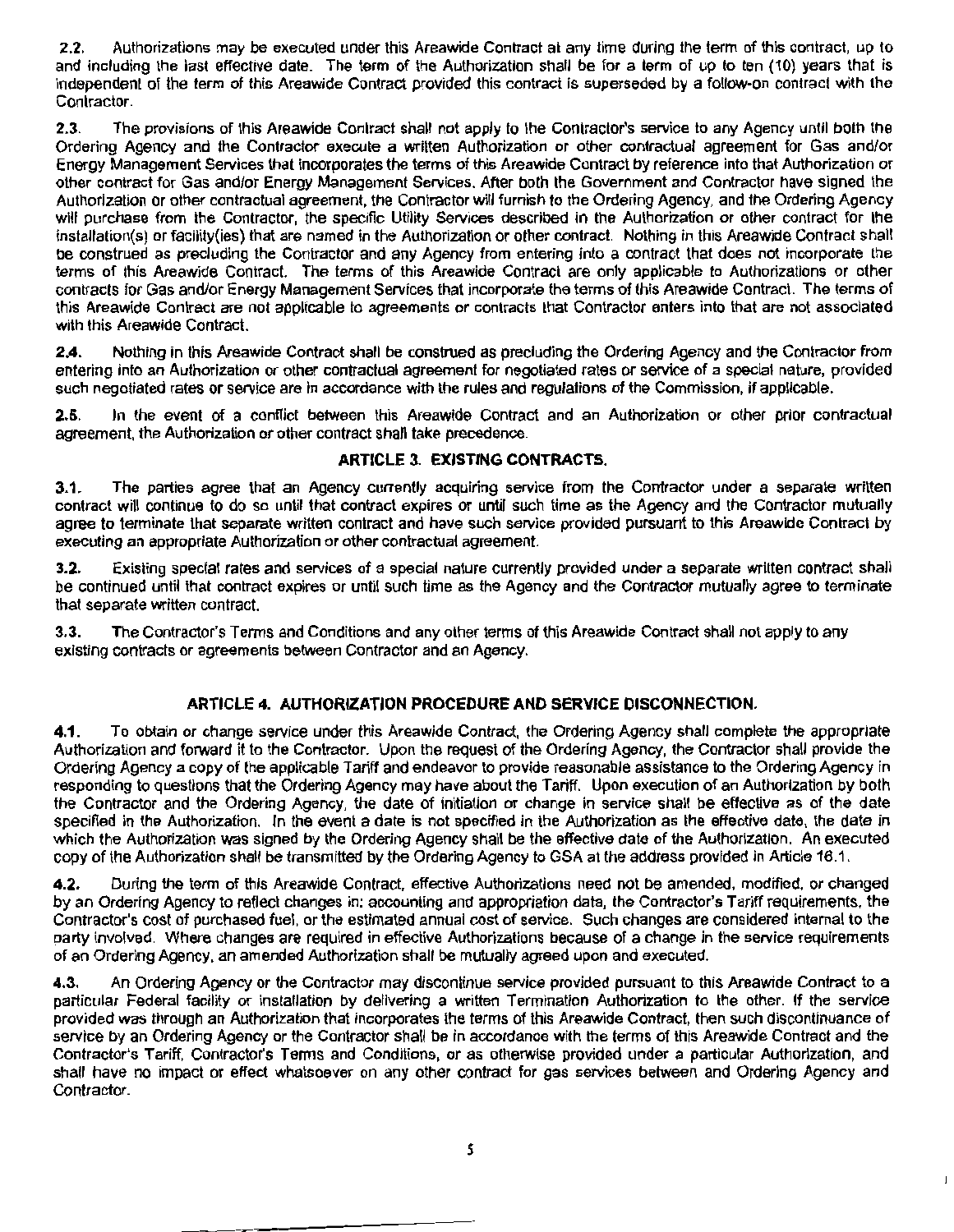**2.2.** Authorizations may be executed under this Areawide Contract at any time during the term of this contract, up to and including the last effective date. The term of the Authorization shall be for a term of up to ten (10) years that is independent of the term of this Areawide Contract provided this contract is superseded by a follow-on contract with the Contractor.

**2.3.** The provisions of this Areawide Contract shall not apply to the Contractor's service to any Agency until both the Ordering Agency and the Contractor execute a written Authorization or other contractual agreement for Gas and/or Energy Management Services that incorporates the terms of this Areawide Contract by reference into that Authorization or other contract for Gas and/or Energy Management Services. After both the Government and Contractor have signed the Authorization or other contractual agreement, the Contractor will furnish to the Ordering Agency, and the Ordering Agency will purchase from the Contractor, the specific Utility Services described in the Authorization or other contract for the installation(s) or facility(ies) that are named in the Authorization or other contract. Nothing in this Areawide Contract shall be construed as precluding the Contractor and any Agency from entering into a contract that does not incorporate the terms of this Areawide Contract. The terms of this Areawide Contract are only applicable to Authorizations or other contracts for Gas and/or Energy Management Services that incorporate the terms of this Areawide Contract. The terms of this Areawide Contract are not applicable to agreements or contracts that Contractor enters into that are not associated with this Areawide Contract.

**2.4.** Nothing in this Areawide Contract shall be construed as precluding the Ordering Agency and the Contractor from entering into an Authorization or other contractual agreement for negotiated rates or service of a special nature, provided such negotiated rates or service are in accordance with the rules and regulations of the Commission, if applicable.

**2.5.** In the event of a conflict between this Areawide Contract and an Authorization or other prior contractual agreement, the Authorization or other contract shall take precedence.

## ARTICLE 3. EXISTING CONTRACTS.

**3.1.** The parties agree that an Agency currently acquiring service from the Contractor under a separate written contract will continue to do so until that contract expires or until such time as the Agency and the Contractor mutually agree to terminate that separate written contract and have such service provided pursuant to this Areawide Contract by executing an appropriate Authorization or other contractual agreement.

**3.2.** Existing special rates and services of a special nature currently provided under a separate written contract shall be continued until that contract expires or until such time as the Agency and the Contractor mutually agree to terminate that separate written contract.

**3.3.** The Contractor's Terms and Conditions and any other terms of this Areawide Contract shall not apply to any existing contracts or agreements between Contractor and an Agency.

## ARTICLE 4. AUTHORIZATION PROCEDURE AND SERVICE DISCONNECTION.

**4.1.** To obtain or change service under this Areawide Contract, the Ordering Agency shall complete the appropriate Authorization and forward it to the Contractor. Upon the request of the Ordering Agency, the Contractor shall provide the Ordering Agency a copy of the applicable Tariff and endeavor to provide reasonable assistance to the Ordering Agency in responding to questions that the Ordering Agency may have about the Tariff. Upon execution of an Authorization by both the Contractor and the Ordering Agency, the date of initiation or change in service shall be effective as of the date specified in the Authorization. In the event a date is not specified in the Authorization as the effective date, the date in which the Authorization was signed by the Ordering Agency shall be the effective date of the Authorization. An executed copy of the Authorization shall be transmitted by the Ordering Agency to GSA at the address provided in Article 16.1.

**4.2.** During the term of this Areawide Contract, effective Authorizations need not be amended, modified, or changed by an Ordering Agency to reflect changes in: accounting and appropriation data, the Contractor's Tariff requirements, the Contractor's cost of purchased fuel, or the estimated annual cost of service. Such changes are considered internal to the party involved. Where changes are required in effective Authorizations because of a change in the service requirements of an Ordering Agency, an amended Authorization shall be mutually agreed upon and executed.

**4.3.** An Ordering Agency or the Contractor may discontinue service provided pursuant to this Areawide Contract to a particular Federal facility or installation by delivering a written Termination Authorization to the other. If the service provided was through an Authorization that incorporates the terms of this Areawide Contract, then such discontinuance of service by an Ordering Agency or the Contractor shall be in accordance with the terms of this Areawide Contract and the Contractor's Tariff, Contractor's Terms and Conditions, or as otherwise provided under a particular Authorization, and shall have no impact or effect whatsoever on any other contract for gas services between and Ordering Agency and Contractor.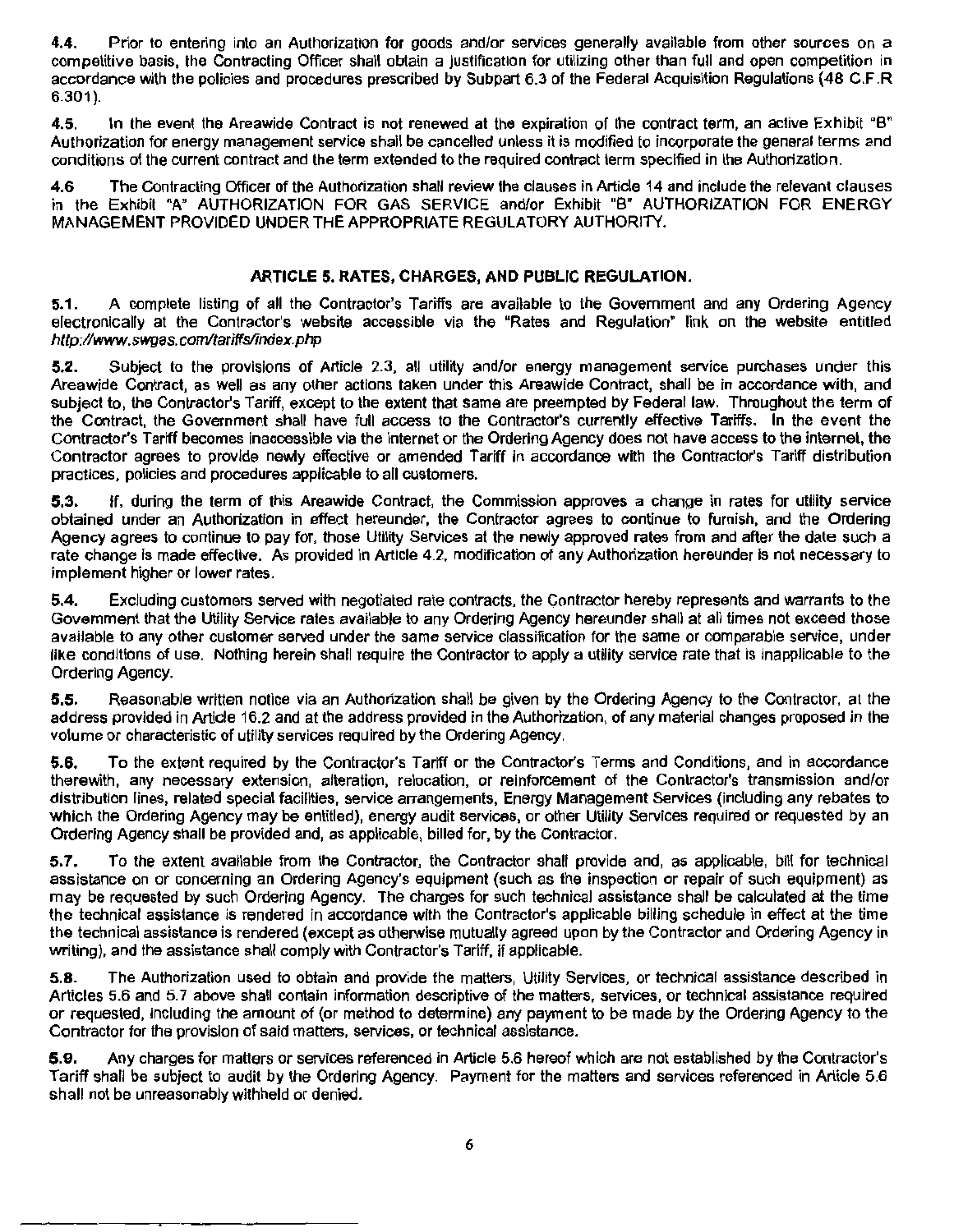**4.4.** Prior to entering into an Authorization for goods and/or services generally available from other sources on a competitive basis, the Contracting Officer shall obtain a justification for utilizing other than full and open competition in accordance with the policies and procedures prescribed by Subpart 6.3 of the Federal Acquisition Regulations (48 C.F.R 6.301).

**4.5.** In the event the Areawide Contract is not renewed at the expiration of the contract term, an active Exhibit "B" Authorization for energy management service shall be cancelled unless it is modified to incorporate the general terms and conditions of the current contract and the term extended to the required contract term specified in the Authorization.

**4.6** The Contracting Officer of the Authorization shall review the clauses in Article 14 and include the relevant clauses in the Exhibit "A" AUTHORIZATION FOR GAS SERVICE and/or Exhibit "B" AUTHORIZATION FOR ENERGY MANAGEMENT PROVIDED UNDER THE APPROPRIATE REGULATORY AUTHORITY.

## ARTICLE 5. RATES, CHARGES, AND PUBLIC REGULATION.

**5.1.** A complete listing of all the Contractor's Tariffs are available to the Government and any Ordering Agency electronically at the Contractor's website accessible via the "Rates and Regulation" link on the website entitled *http://www.swgas.com/tariffs/index.php*

**5.2.** Subject to the provisions of Article 2.3, all utility and/or energy management service purchases under this Areawide Contract, as well as any other actions taken under this Areawide Contract, shall be in accordance with, and subject to, the Contractor's Tariff, except to the extent that same are preempted by Federal law. Throughout the term of the Contract, the Government shall have full access to the Contractor's currently effective Tariffs. In the event the Contractor's Tariff becomes inaccessible via the internet or the Ordering Agency does not have access to the internet, the Contractor agrees to provide newly effective or amended Tariff in accordance with the Contractor's Tariff distribution practices, policies and procedures applicable to all customers.

**5.3.** If, during the term of this Areawide Contract, the Commission approves a change in rates for utility service obtained under an Authorization in effect hereunder, the Contractor agrees to continue to furnish, and the Ordering Agency agrees to continue to pay for, those Utility Services at the newly approved rates from and after the date such a rate change is made effective. As provided in Article 4.2, modification of any Authorization hereunder is not necessary to implement higher or lower rates.

**5.4.** Excluding customers served with negotiated rate contracts, the Contractor hereby represents and warrants to the Government that the Utility Service rates available to any Ordering Agency hereunder shall at all times not exceed those available to any other customer served under the same service classification for the same or comparable service, under like conditions of use. Nothing herein shall require the Contractor to apply a utility service rate that is inapplicable to the Ordering Agency.

**5.5.** Reasonable written notice via an Authorization shall be given by the Ordering Agency to the Contractor, at the address provided in Article 16.2 and at the address provided in the Authorization, of any material changes proposed in the volume or characteristic of utility services required by the Ordering Agency.

**5.6.** To the extent required by the Contractor's Tariff or the Contractor's Terms and Conditions, and in accordance therewith, any necessary extension, alteration, relocation, or reinforcement of the Contractor's transmission and/or distribution lines, related special facilities, service arrangements, Energy Management Services (including any rebates to which the Ordering Agency may be entitled), energy audit services, or other Utility Services required or requested by an Ordering Agency shall be provided and, as applicable, billed for, by the Contractor.

**5.7.** To the extent available from the Contractor, the Contractor shall provide and, as applicable, bill for technical assistance on or concerning an Ordering Agency's equipment (such as the inspection or repair of such equipment) as may be requested by such Ordering Agency. The charges for such technical assistance shall be calculated at the time the technical assistance is rendered in accordance with the Contractor's applicable billing schedule in effect at the time the technical assistance is rendered (except as otherwise mutually agreed upon by the Contractor and Ordering Agency in writing), and the assistance shall comply with Contractor's Tariff, if applicable.

**5.8.** The Authorization used to obtain and provide the matters, Utility Services, or technical assistance described in Articles 5.6 and 5.7 above shall contain information descriptive of the matters, services, or technical assistance required or requested, including the amount of (or method to determine) any payment to be made by the Ordering Agency to the Contractor for the provision of said matters, services, or technical assistance.

**5.9.** Any charges for matters or services referenced in Article 5.6 hereof which are not established by the Contractor's Tariff shall be subject to audit by the Ordering Agency. Payment for the matters and services referenced in Article 5.6 shall not be unreasonably withheld or denied.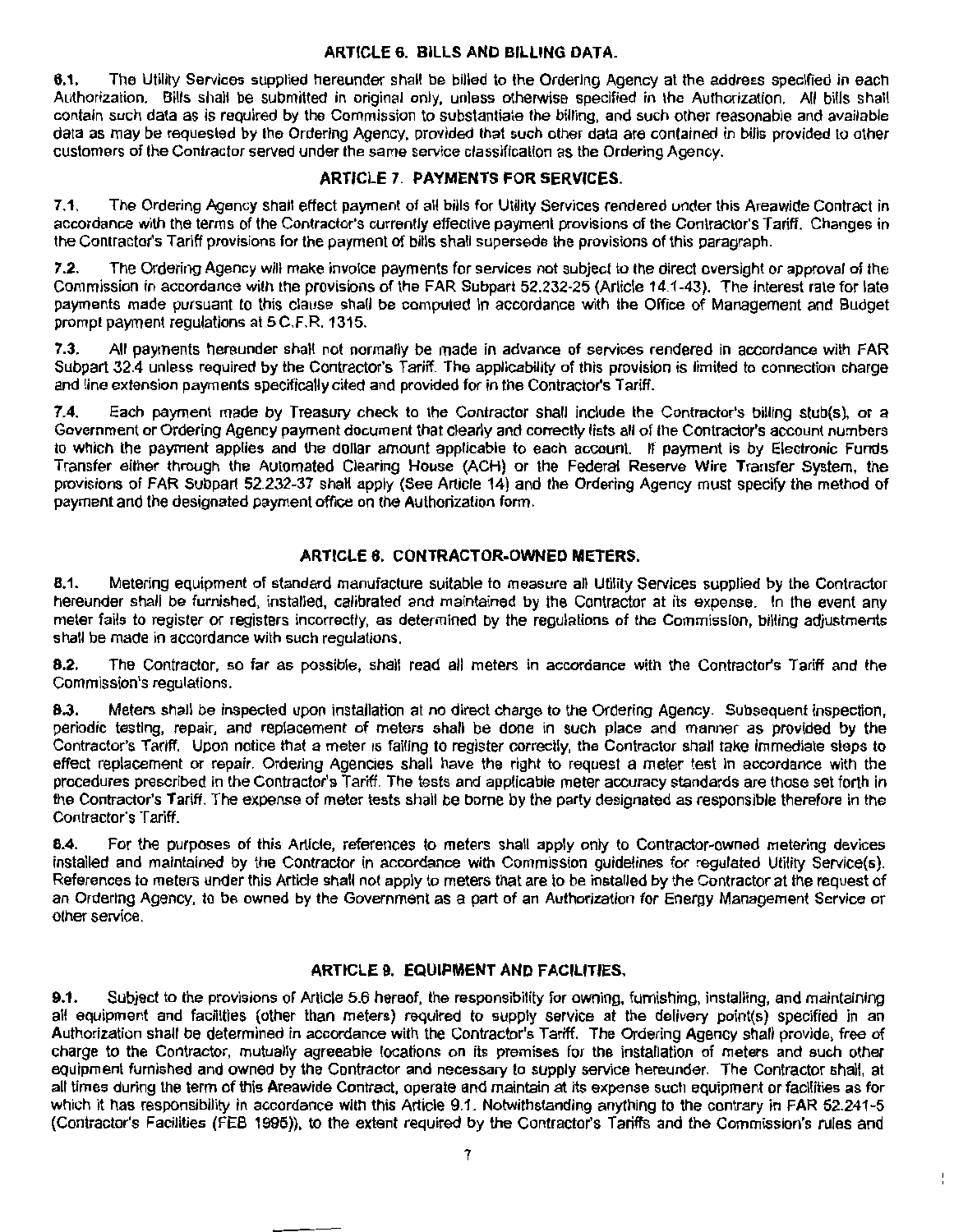## ARTICLE 6. BILLS AND BILLING DATA.

**6.1.** The Utility Services supplied hereunder shall be billed to the Ordering Agency at the address specified in each Authorization. Bills shall be submitted in original only, unless otherwise specified in the Authorization. All bills shall contain such data as is required by the Commission to substantiate the billing, and such other reasonable and available data as may be requested by the Ordering Agency, provided that such other data are contained in bills provided to other customers of the Contractor served under the same service classification as the Ordering Agency.

## ARTICLE 7. PAYMENTS FOR SERVICES.

**7.1.** The Ordering Agency shall effect payment of all bills for Utility Services rendered under this Areawide Contract in accordance with the terms of the Contractor's currently effective payment provisions of the Contractor's Tariff. Changes in the Contractor's Tariff provisions for the payment of bills shall supersede the provisions of this paragraph.

**7.2.** The Ordering Agency will make invoice payments for services not subject to the direct oversight or approval of the Commission in accordance with the provisions of the FAR Subpart 52.232-25 (Article 14.1-43). The interest rate for late payments made pursuant to this clause shall be computed in accordance with the Office of Management and Budget prompt payment regulations at 5 C.F.R. 1315.

**7.3.** All payments hereunder shall not normally be made in advance of services rendered in accordance with FAR Subpart 32.4 unless required by the Contractor's Tariff. The applicability of this provision is limited to connection charge and line extension payments specifically cited and provided for in the Contractor's Tariff.

**7.4.** Each payment made by Treasury check to the Contractor shall include the Contractor's billing stub(s), or a Government or Ordering Agency payment document that clearly and correctly lists all of the Contractor's account numbers to which the payment applies and the dollar amount applicable to each account. If payment is by Electronic Funds Transfer either through the Automated Clearing House (ACH) or the Federal Reserve Wire Transfer System, the provisions of FAR Subpart 52.232-37 shall apply (See Article 14) and the Ordering Agency must specify the method of payment and the designated payment office on the Authorization form.

## ARTICLE 8. CONTRACTOR-OWNED METERS.

**8.1.** Metering equipment of standard manufacture suitable to measure all Utility Services supplied by the Contractor hereunder shall be furnished, installed, calibrated and maintained by the Contractor at its expense. In the event any meter fails to register or registers incorrectly, as determined by the regulations of the Commission, billing adjustments shall be made in accordance with such regulations.

**8.2.** The Contractor, so far as possible, shall read all meters in accordance with the Contractor's Tariff and the Commission's regulations.

**8.3.** Meters shall be inspected upon installation at no direct charge to the Ordering Agency. Subsequent inspection, periodic testing, repair, and replacement of meters shall be done in such place and manner as provided by the Contractor's Tariff. Upon notice that a meter is failing to register correctly, the Contractor shall take immediate steps to effect replacement or repair. Ordering Agencies shall have the right to request a meter test in accordance with the procedures prescribed in the Contractor's Tariff. The tests and applicable meter accuracy standards are those set forth in the Contractor's Tariff. The expense of meter tests shall be borne by the party designated as responsible therefore in the Contractor's Tariff.

**8.4.** For the purposes of this Article, references to meters shall apply only to Contractor-owned metering devices installed and maintained by the Contractor in accordance with Commission guidelines for regulated Utility Service(s). References to meters under this Article shall not apply to meters that are to be installed by the Contractor at the request of an Ordering Agency, to be owned by the Government as a part of an Authorization for Energy Management Service or other service.

## ARTICLE 9. EQUIPMENT AND FACILITIES.

**9.1.** Subject to the provisions of Article 5.6 hereof, the responsibility for owning, furnishing, installing, and maintaining all equipment and facilities (other than meters) required to supply service at the delivery point(s) specified in an Authorization shall be determined in accordance with the Contractor's Tariff. The Ordering Agency shall provide, free of charge to the Contractor, mutually agreeable locations on its premises for the installation of meters and such other equipment furnished and owned by the Contractor and necessary to supply service hereunder. The Contractor shall, at all times during the term of this Areawide Contract, operate and maintain at its expense such equipment or facilities as for which it has responsibility in accordance with this Article 9.1. Notwithstanding anything to the contrary in FAR 52.241-5 (Contractor's Facilities (FEB 1995)), to the extent required by the Contractor's Tariffs and the Commission's rules and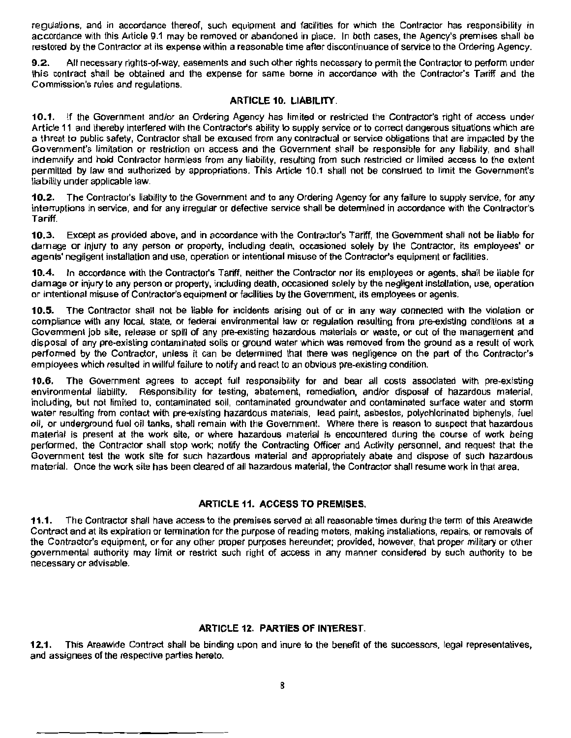regulations, and in accordance thereof, such equipment and facilities for which the Contractor has responsibility in accordance with this Article 9.1 may be removed or abandoned in place. In both cases, the Agency's premises shall be restored by the Contractor at its expense within a reasonable time after discontinuance of service to the Ordering Agency.

**9.2.** All necessary rights-of-way, easements and such other rights necessary to permit the Contractor to perform under this contract shall be obtained and the expense for same borne in accordance with the Contractor's Tariff and the Commission's rules and regulations.

## ARTICLE 10. LIABILITY.

**10.1.** If the Government and/or an Ordering Agency has limited or restricted the Contractor's right of access under Article 11 and thereby interfered with the Contractor's ability to supply service or to correct dangerous situations which are a threat to public safety, Contractor shall be excused from any contractual or service obligations that are impacted by the Government's limitation or restriction on access and the Government shall be responsible for any liability, and shall indemnify and hold Contractor harmless from any liability, resulting from such restricted or limited access to the extent permitted by law and authorized by appropriations. This Article 10.1 shall not be construed to limit the Government's liability under applicable law.

**10.2.** The Contractor's liability to the Government and to any Ordering Agency for any failure to supply service, for any interruptions in service, and for any irregular or defective service shall be determined in accordance with the Contractor's Tariff.

**10.3.** Except as provided above, and in accordance with the Contractor's Tariff, the Government shall not be liable for damage or injury to any person or property, including death, occasioned solely by the Contractor, its employees' or agents' negligent installation and use, operation or intentional misuse of the Contractor's equipment or facilities.

**10.4.** In accordance with the Contractor's Tariff, neither the Contractor nor its employees or agents, shall be liable for damage or injury to any person or property, including death, occasioned solely by the negligent installation, use, operation or intentional misuse of Contractor's equipment or facilities by the Government, its employees or agents.

**10.5.** The Contractor shall not be liable for incidents arising out of or in any way connected with the violation or compliance with any local, state, or federal environmental law or regulation resulting from pre-existing conditions at a Government job site, release or spill of any pre-existing hazardous materials or waste, or out of the management and disposal of any pre-existing contaminated soils or ground water which was removed from the ground as a result of work performed by the Contractor, unless it can be determined that there was negligence on the part of the Contractor's employees which resulted in willful failure to notify and react to an obvious pre-existing condition.

**10.6.** The Government agrees to accept full responsibility for and bear all costs associated with pre-existing environmental liability. Responsibility for testing, abatement, remediation, and/or disposal of hazardous material, including, but not limited to, contaminated soil, contaminated groundwater and contaminated surface water and storm water resulting from contact with pre-existing hazardous materials, lead paint, asbestos, polychlorinated biphenyls, fuel oil, or underground fuel oil tanks, shall remain with the Government. Where there is reason to suspect that hazardous material is present at the work site, or where hazardous material is encountered during the course of work being performed, the Contractor shall stop work; notify the Contracting Officer and Activity personnel, and request that the Government test the work site for such hazardous material and appropriately abate and dispose of such hazardous material. Once the work site has been cleared of all hazardous material, the Contractor shall resume work in that area.

## ARTICLE 11. ACCESS TO PREMISES.

**11.1.** The Contractor shall have access to the premises served at all reasonable times during the term of this Areawide Contract and at its expiration or termination for the purpose of reading meters, making installations, repairs, or removals of the Contractor's equipment, or for any other proper purposes hereunder; provided, however, that proper military or other governmental authority may limit or restrict such right of access in any manner considered by such authority to be necessary or advisable.

## ARTICLE 12. PARTIES OF INTEREST.

**12.1.** This Areawide Contract shall be binding upon and inure to the benefit of the successors, legal representatives, and assignees of the respective parties hereto.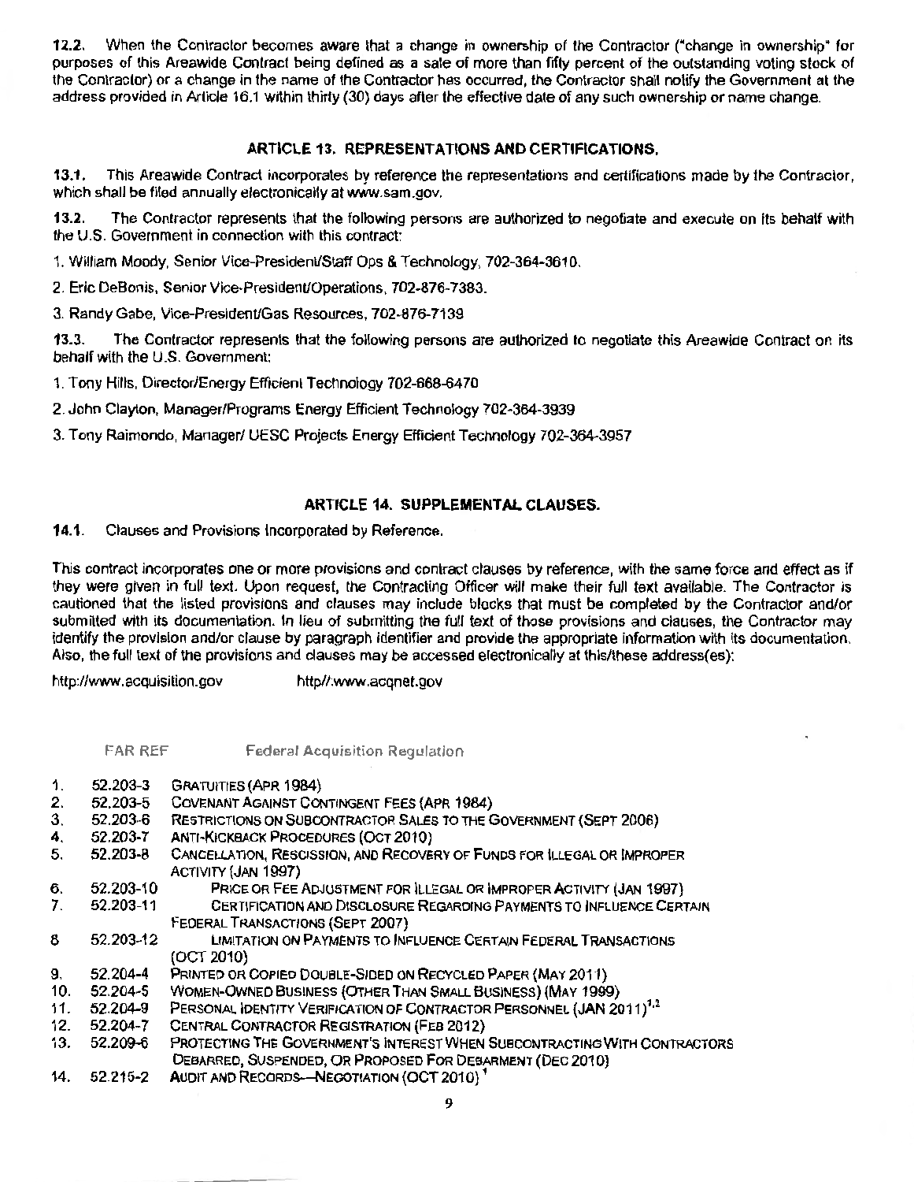**12.2.** When the Contractor becomes aware that a change in ownership of the Contractor ("change in ownership" for purposes of this Areawide Contract being defined as a sale of more than fifty percent of the outstanding voting stock of the Contractor) or a change in the name of the Contractor has occurred, the Contractor shall notify the Government at the address provided in Article 16.1 within thirty (30) days after the effective date of any such ownership or name change.

## ARTICLE 13. REPRESENTATIONS AND CERTIFICATIONS.

**13.1.** This Areawide Contract incorporates by reference the representations and certifications made by the Contractor, which shall be filed annually electronically at www.sam.gov.

**13.2.** The Contractor represents that the following persons are authorized to negotiate and execute on its behalf with the U.S. Government in connection with this contract:

1. William Moody, Senior Vice-President/Staff Ops & Technology, 702-364-3610.
2. Eric DeBonis, Senior Vice-President/Operations, 702-876-7383.
3. Randy Gabe, Vice-President/Gas Resources, 702-876-7139

**13.3.** The Contractor represents that the following persons are authorized to negotiate this Areawide Contract on its behalf with the U.S. Government:

1. Tony Hills, Director/Energy Efficient Technology 702-668-6470
2. John Clayton, Manager/Programs Energy Efficient Technology 702-364-3939
3. Tony Raimondo, Manager/ UESC Projects Energy Efficient Technology 702-364-3957

## ARTICLE 14. SUPPLEMENTAL CLAUSES.

**14.1.** Clauses and Provisions Incorporated by Reference.

This contract incorporates one or more provisions and contract clauses by reference, with the same force and effect as if they were given in full text. Upon request, the Contracting Officer will make their full text available. The Contractor is cautioned that the listed provisions and clauses may include blocks that must be completed by the Contractor and/or submitted with its documentation. In lieu of submitting the full text of those provisions and clauses, the Contractor may identify the provision and/or clause by paragraph identifier and provide the appropriate information with its documentation. Also, the full text of the provisions and clauses may be accessed electronically at this/these address(es):

http://www.acquisition.gov http//.www.acqnet.gov

| | FAR REF | Federal Acquisition Regulation |
|---|---|---|
| 1. | 52.203-3 | GRATUITIES (APR 1984) |
| 2. | 52.203-5 | COVENANT AGAINST CONTINGENT FEES (APR 1984) |
| 3. | 52.203-6 | RESTRICTIONS ON SUBCONTRACTOR SALES TO THE GOVERNMENT (SEPT 2006) |
| 4. | 52.203-7 | ANTI-KICKBACK PROCEDURES (OCT 2010) |
| 5. | 52.203-8 | CANCELLATION, RESCISSION, AND RECOVERY OF FUNDS FOR ILLEGAL OR IMPROPER ACTIVITY (JAN 1997) |
| 6. | 52.203-10 | PRICE OR FEE ADJUSTMENT FOR ILLEGAL OR IMPROPER ACTIVITY (JAN 1997) |
| 7. | 52.203-11 | CERTIFICATION AND DISCLOSURE REGARDING PAYMENTS TO INFLUENCE CERTAIN FEDERAL TRANSACTIONS (SEPT 2007) |
| 8 | 52.203-12 | LIMITATION ON PAYMENTS TO INFLUENCE CERTAIN FEDERAL TRANSACTIONS (OCT 2010) |
| 9. | 52.204-4 | PRINTED OR COPIED DOUBLE-SIDED ON RECYCLED PAPER (MAY 2011) |
| 10. | 52.204-5 | WOMEN-OWNED BUSINESS (OTHER THAN SMALL BUSINESS) (MAY 1999) |
| 11. | 52.204-9 | PERSONAL IDENTITY VERIFICATION OF CONTRACTOR PERSONNEL (JAN 2011)[1,2] |
| 12. | 52.204-7 | CENTRAL CONTRACTOR REGISTRATION (FEB 2012) |
| 13. | 52.209-6 | PROTECTING THE GOVERNMENT'S INTEREST WHEN SUBCONTRACTING WITH CONTRACTORS DEBARRED, SUSPENDED, OR PROPOSED FOR DEBARMENT (DEC 2010) |
| 14. | 52.215-2 | AUDIT AND RECORDS—NEGOTIATION (OCT 2010)[1] |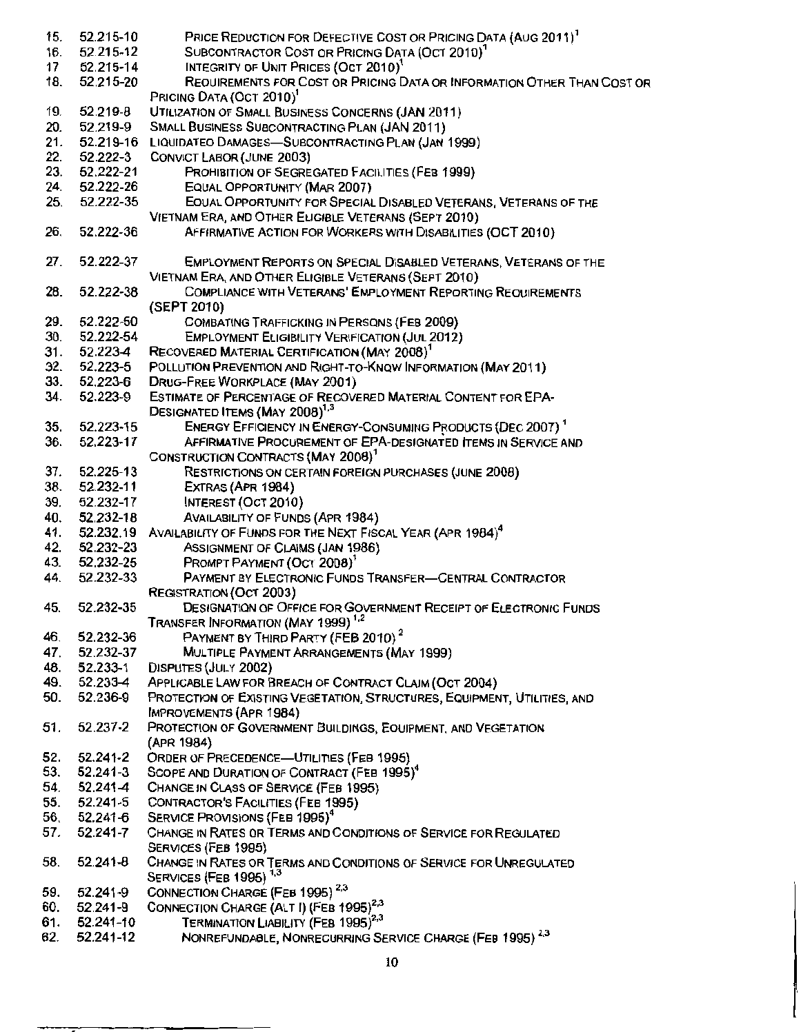15. 52.215-10 PRICE REDUCTION FOR DEFECTIVE COST OR PRICING DATA (AUG 2011)[1]
16. 52.215-12 SUBCONTRACTOR COST OR PRICING DATA (OCT 2010)[1]
17. 52.215-14 INTEGRITY OF UNIT PRICES (OCT 2010)[1]
18. 52.215-20 REQUIREMENTS FOR COST OR PRICING DATA OR INFORMATION OTHER THAN COST OR PRICING DATA (OCT 2010)[1]
19. 52.219-8 UTILIZATION OF SMALL BUSINESS CONCERNS (JAN 2011)
20. 52.219-9 SMALL BUSINESS SUBCONTRACTING PLAN (JAN 2011)
21. 52.219-16 LIQUIDATED DAMAGES—SUBCONTRACTING PLAN (JAN 1999)
22. 52.222-3 CONVICT LABOR (JUNE 2003)
23. 52.222-21 PROHIBITION OF SEGREGATED FACILITIES (FEB 1999)
24. 52.222-26 EQUAL OPPORTUNITY (MAR 2007)
25. 52.222-35 EQUAL OPPORTUNITY FOR SPECIAL DISABLED VETERANS, VETERANS OF THE VIETNAM ERA, AND OTHER ELIGIBLE VETERANS (SEPT 2010)
26. 52.222-36 AFFIRMATIVE ACTION FOR WORKERS WITH DISABILITIES (OCT 2010)
27. 52.222-37 EMPLOYMENT REPORTS ON SPECIAL DISABLED VETERANS, VETERANS OF THE VIETNAM ERA, AND OTHER ELIGIBLE VETERANS (SEPT 2010)
28. 52.222-38 COMPLIANCE WITH VETERANS' EMPLOYMENT REPORTING REQUIREMENTS (SEPT 2010)
29. 52.222-50 COMBATING TRAFFICKING IN PERSONS (FEB 2009)
30. 52.222-54 EMPLOYMENT ELIGIBILITY VERIFICATION (JUL 2012)
31. 52.223-4 RECOVERED MATERIAL CERTIFICATION (MAY 2008)[1]
32. 52.223-5 POLLUTION PREVENTION AND RIGHT-TO-KNOW INFORMATION (MAY 2011)
33. 52.223-6 DRUG-FREE WORKPLACE (MAY 2001)
34. 52.223-9 ESTIMATE OF PERCENTAGE OF RECOVERED MATERIAL CONTENT FOR EPA-DESIGNATED ITEMS (MAY 2008)[1,3]
35. 52.223-15 ENERGY EFFICIENCY IN ENERGY-CONSUMING PRODUCTS (DEC 2007)[1]
36. 52.223-17 AFFIRMATIVE PROCUREMENT OF EPA-DESIGNATED ITEMS IN SERVICE AND CONSTRUCTION CONTRACTS (MAY 2008)[1]
37. 52.225-13 RESTRICTIONS ON CERTAIN FOREIGN PURCHASES (JUNE 2008)
38. 52.232-11 EXTRAS (APR 1984)
39. 52.232-17 INTEREST (OCT 2010)
40. 52.232-18 AVAILABILITY OF FUNDS (APR 1984)
41. 52.232.19 AVAILABILITY OF FUNDS FOR THE NEXT FISCAL YEAR (APR 1984)[4]
42. 52.232-23 ASSIGNMENT OF CLAIMS (JAN 1986)
43. 52.232-25 PROMPT PAYMENT (OCT 2008)[1]
44. 52.232-33 PAYMENT BY ELECTRONIC FUNDS TRANSFER—CENTRAL CONTRACTOR REGISTRATION (OCT 2003)
45. 52.232-35 DESIGNATION OF OFFICE FOR GOVERNMENT RECEIPT OF ELECTRONIC FUNDS TRANSFER INFORMATION (MAY 1999)[1,2]
46. 52.232-36 PAYMENT BY THIRD PARTY (FEB 2010)[2]
47. 52.232-37 MULTIPLE PAYMENT ARRANGEMENTS (MAY 1999)
48. 52.233-1 DISPUTES (JULY 2002)
49. 52.233-4 APPLICABLE LAW FOR BREACH OF CONTRACT CLAIM (OCT 2004)
50. 52.236-9 PROTECTION OF EXISTING VEGETATION, STRUCTURES, EQUIPMENT, UTILITIES, AND IMPROVEMENTS (APR 1984)
51. 52.237-2 PROTECTION OF GOVERNMENT BUILDINGS, EQUIPMENT, AND VEGETATION (APR 1984)
52. 52.241-2 ORDER OF PRECEDENCE—UTILITIES (FEB 1995)
53. 52.241-3 SCOPE AND DURATION OF CONTRACT (FEB 1995)[4]
54. 52.241-4 CHANGE IN CLASS OF SERVICE (FEB 1995)
55. 52.241-5 CONTRACTOR'S FACILITIES (FEB 1995)
56. 52.241-6 SERVICE PROVISIONS (FEB 1995)[4]
57. 52.241-7 CHANGE IN RATES OR TERMS AND CONDITIONS OF SERVICE FOR REGULATED SERVICES (FEB 1995)
58. 52.241-8 CHANGE IN RATES OR TERMS AND CONDITIONS OF SERVICE FOR UNREGULATED SERVICES (FEB 1995)[1,3]
59. 52.241-9 CONNECTION CHARGE (FEB 1995)[2,3]
60. 52.241-9 CONNECTION CHARGE (ALT I) (FEB 1995)[2,3]
61. 52.241-10 TERMINATION LIABILITY (FEB 1995)[2,3]
62. 52.241-12 NONREFUNDABLE, NONRECURRING SERVICE CHARGE (FEB 1995)[2,3]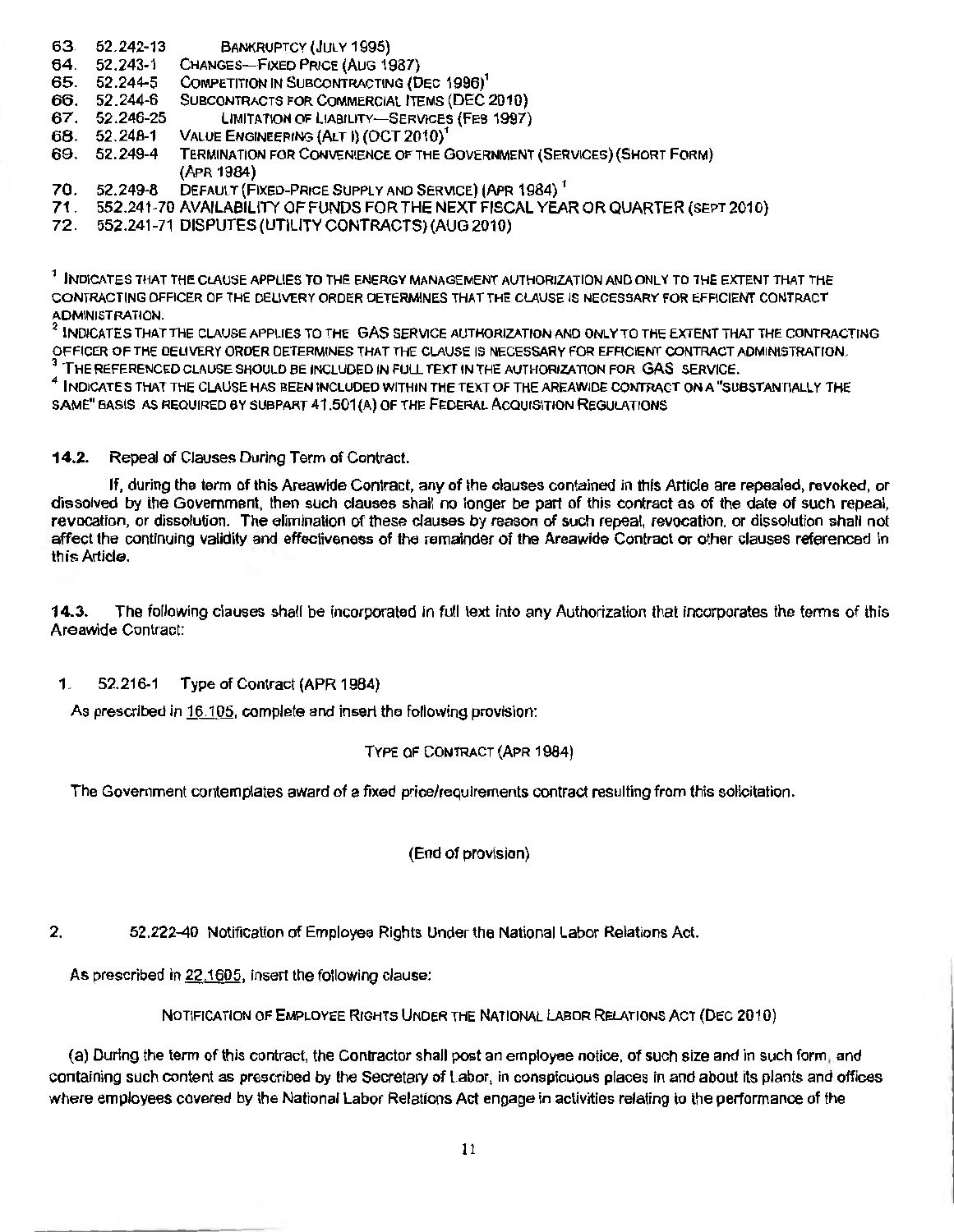63. 52.242-13 BANKRUPTCY (JULY 1995)
64. 52.243-1 CHANGES—FIXED PRICE (AUG 1987)
65. 52.244-5 COMPETITION IN SUBCONTRACTING (DEC 1996)[1]
66. 52.244-6 SUBCONTRACTS FOR COMMERCIAL ITEMS (DEC 2010)
67. 52.246-25 LIMITATION OF LIABILITY—SERVICES (FEB 1997)
68. 52.248-1 VALUE ENGINEERING (ALT I) (OCT 2010)[1]
69. 52.249-4 TERMINATION FOR CONVENIENCE OF THE GOVERNMENT (SERVICES) (SHORT FORM) (APR 1984)
70. 52.249-8 DEFAULT (FIXED-PRICE SUPPLY AND SERVICE) (APR 1984)[1]
71. 552.241-70 AVAILABILITY OF FUNDS FOR THE NEXT FISCAL YEAR OR QUARTER (SEPT 2010)
72. 552.241-71 DISPUTES (UTILITY CONTRACTS) (AUG 2010)

[1] INDICATES THAT THE CLAUSE APPLIES TO THE ENERGY MANAGEMENT AUTHORIZATION AND ONLY TO THE EXTENT THAT THE CONTRACTING OFFICER OF THE DELIVERY ORDER DETERMINES THAT THE CLAUSE IS NECESSARY FOR EFFICIENT CONTRACT ADMINISTRATION.

[2] INDICATES THAT THE CLAUSE APPLIES TO THE GAS SERVICE AUTHORIZATION AND ONLY TO THE EXTENT THAT THE CONTRACTING OFFICER OF THE DELIVERY ORDER DETERMINES THAT THE CLAUSE IS NECESSARY FOR EFFICIENT CONTRACT ADMINISTRATION.

[3] THE REFERENCED CLAUSE SHOULD BE INCLUDED IN FULL TEXT IN THE AUTHORIZATION FOR GAS SERVICE.

[4] INDICATES THAT THE CLAUSE HAS BEEN INCLUDED WITHIN THE TEXT OF THE AREAWIDE CONTRACT ON A "SUBSTANTIALLY THE SAME" BASIS AS REQUIRED BY SUBPART 41.501(A) OF THE FEDERAL ACQUISITION REGULATIONS

**14.2.** Repeal of Clauses During Term of Contract.

If, during the term of this Areawide Contract, any of the clauses contained in this Article are repealed, revoked, or dissolved by the Government, then such clauses shall no longer be part of this contract as of the date of such repeal, revocation, or dissolution. The elimination of these clauses by reason of such repeal, revocation, or dissolution shall not affect the continuing validity and effectiveness of the remainder of the Areawide Contract or other clauses referenced in this Article.

**14.3.** The following clauses shall be incorporated in full text into any Authorization that incorporates the terms of this Areawide Contract:

1. 52.216-1 Type of Contract (APR 1984)

As prescribed in 16.105, complete and insert the following provision:

TYPE OF CONTRACT (APR 1984)

The Government contemplates award of a fixed price/requirements contract resulting from this solicitation.

(End of provision)

2. 52.222-40 Notification of Employee Rights Under the National Labor Relations Act.

As prescribed in 22.1605, insert the following clause:

NOTIFICATION OF EMPLOYEE RIGHTS UNDER THE NATIONAL LABOR RELATIONS ACT (DEC 2010)

(a) During the term of this contract, the Contractor shall post an employee notice, of such size and in such form, and containing such content as prescribed by the Secretary of Labor, in conspicuous places in and about its plants and offices where employees covered by the National Labor Relations Act engage in activities relating to the performance of the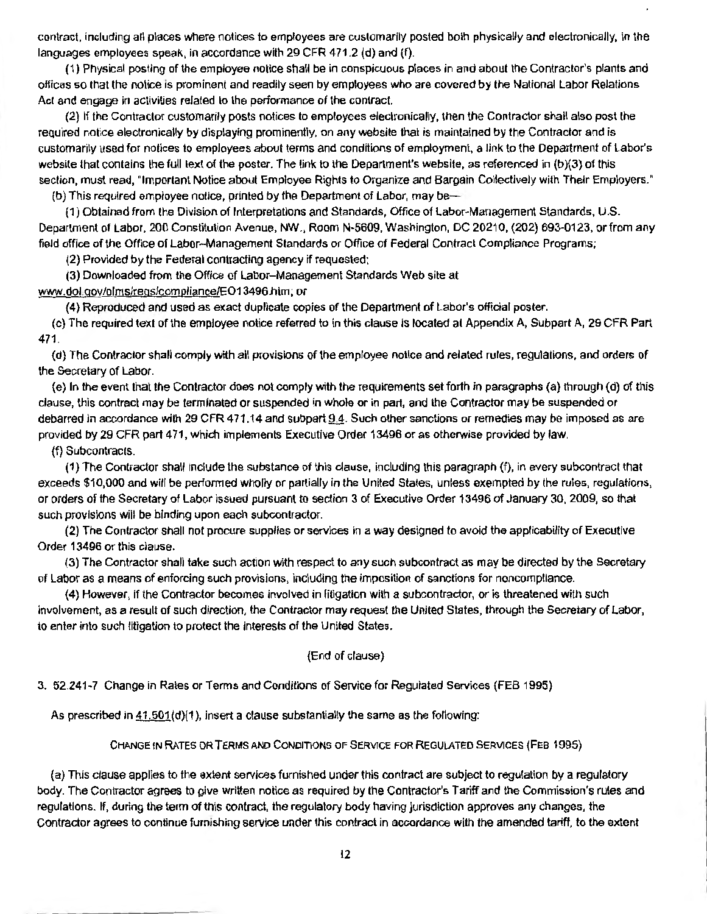contract, including all places where notices to employees are customarily posted both physically and electronically, in the languages employees speak, in accordance with 29 CFR 471.2 (d) and (f).

(1) Physical posting of the employee notice shall be in conspicuous places in and about the Contractor's plants and offices so that the notice is prominent and readily seen by employees who are covered by the National Labor Relations Act and engage in activities related to the performance of the contract.

(2) If the Contractor customarily posts notices to employees electronically, then the Contractor shall also post the required notice electronically by displaying prominently, on any website that is maintained by the Contractor and is customarily used for notices to employees about terms and conditions of employment, a link to the Department of Labor's website that contains the full text of the poster. The link to the Department's website, as referenced in (b)(3) of this section, must read, "Important Notice about Employee Rights to Organize and Bargain Collectively with Their Employers."

(b) This required employee notice, printed by the Department of Labor, may be—

(1) Obtained from the Division of Interpretations and Standards, Office of Labor-Management Standards, U.S. Department of Labor, 200 Constitution Avenue, NW., Room N-5609, Washington, DC 20210, (202) 693-0123, or from any field office of the Office of Labor-Management Standards or Office of Federal Contract Compliance Programs;

(2) Provided by the Federal contracting agency if requested;

(3) Downloaded from the Office of Labor–Management Standards Web site at www.dol.gov/olms/regs/compliance/EO13496.htm; or

(4) Reproduced and used as exact duplicate copies of the Department of Labor's official poster.

(c) The required text of the employee notice referred to in this clause is located at Appendix A, Subpart A, 29 CFR Part 471.

(d) The Contractor shall comply with all provisions of the employee notice and related rules, regulations, and orders of the Secretary of Labor.

(e) In the event that the Contractor does not comply with the requirements set forth in paragraphs (a) through (d) of this clause, this contract may be terminated or suspended in whole or in part, and the Contractor may be suspended or debarred in accordance with 29 CFR 471.14 and subpart 9.4. Such other sanctions or remedies may be imposed as are provided by 29 CFR part 471, which implements Executive Order 13496 or as otherwise provided by law.

(f) Subcontracts.

(1) The Contractor shall include the substance of this clause, including this paragraph (f), in every subcontract that exceeds $10,000 and will be performed wholly or partially in the United States, unless exempted by the rules, regulations, or orders of the Secretary of Labor issued pursuant to section 3 of Executive Order 13496 of January 30, 2009, so that such provisions will be binding upon each subcontractor.

(2) The Contractor shall not procure supplies or services in a way designed to avoid the applicability of Executive Order 13496 or this clause.

(3) The Contractor shall take such action with respect to any such subcontract as may be directed by the Secretary of Labor as a means of enforcing such provisions, including the imposition of sanctions for noncompliance.

(4) However, if the Contractor becomes involved in litigation with a subcontractor, or is threatened with such involvement, as a result of such direction, the Contractor may request the United States, through the Secretary of Labor, to enter into such litigation to protect the interests of the United States.

(End of clause)

3. 52.241-7 Change in Rates or Terms and Conditions of Service for Regulated Services (FEB 1995)

As prescribed in 41.501(d)(1), insert a clause substantially the same as the following:

CHANGE IN RATES OR TERMS AND CONDITIONS OF SERVICE FOR REGULATED SERVICES (FEB 1995)

(a) This clause applies to the extent services furnished under this contract are subject to regulation by a regulatory body. The Contractor agrees to give written notice as required by the Contractor's Tariff and the Commission's rules and regulations. If, during the term of this contract, the regulatory body having jurisdiction approves any changes, the Contractor agrees to continue furnishing service under this contract in accordance with the amended tariff, to the extent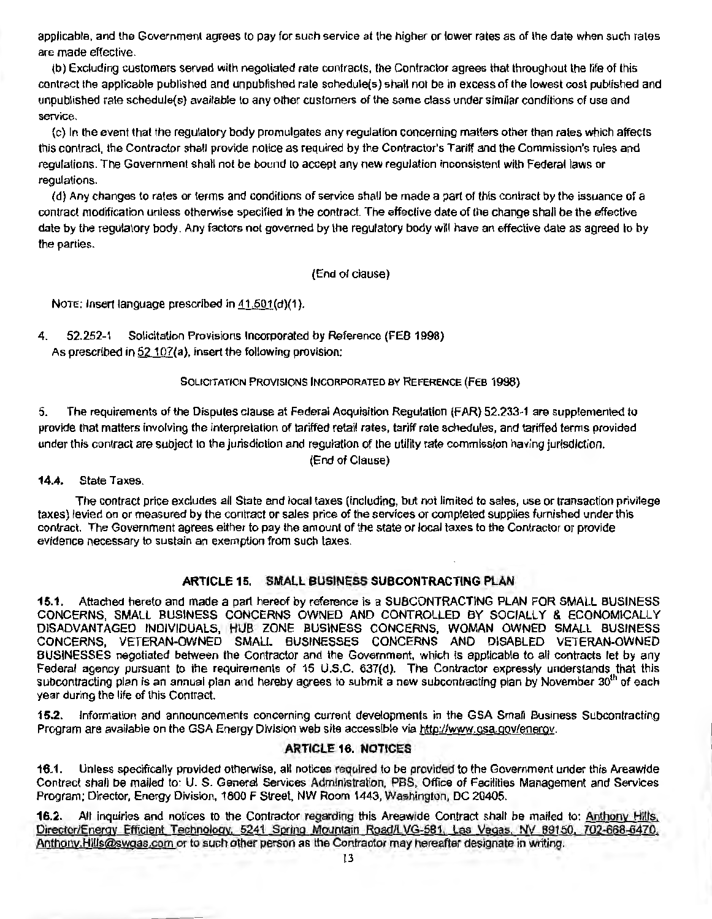applicable, and the Government agrees to pay for such service at the higher or lower rates as of the date when such rates are made effective.

(b) Excluding customers served with negotiated rate contracts, the Contractor agrees that throughout the life of this contract the applicable published and unpublished rate schedule(s) shall not be in excess of the lowest cost published and unpublished rate schedule(s) available to any other customers of the same class under similar conditions of use and service.

(c) In the event that the regulatory body promulgates any regulation concerning matters other than rates which affects this contract, the Contractor shall provide notice as required by the Contractor's Tariff and the Commission's rules and regulations. The Government shall not be bound to accept any new regulation inconsistent with Federal laws or regulations.

(d) Any changes to rates or terms and conditions of service shall be made a part of this contract by the issuance of a contract modification unless otherwise specified in the contract. The effective date of the change shall be the effective date by the regulatory body. Any factors not governed by the regulatory body will have an effective date as agreed to by the parties.

(End of clause)

NOTE: Insert language prescribed in 41.501(d)(1).

4. 52.252-1 Solicitation Provisions Incorporated by Reference (FEB 1998)
As prescribed in 52.107(a), insert the following provision:

SOLICITATION PROVISIONS INCORPORATED BY REFERENCE (FEB 1998)

5. The requirements of the Disputes clause at Federal Acquisition Regulation (FAR) 52.233-1 are supplemented to provide that matters involving the interpretation of tariffed retail rates, tariff rate schedules, and tariffed terms provided under this contract are subject to the jurisdiction and regulation of the utility rate commission having jurisdiction.

(End of Clause)

**14.4.** State Taxes.

The contract price excludes all State and local taxes (including, but not limited to sales, use or transaction privilege taxes) levied on or measured by the contract or sales price of the services or completed supplies furnished under this contract. The Government agrees either to pay the amount of the state or local taxes to the Contractor or provide evidence necessary to sustain an exemption from such taxes.

## ARTICLE 15. SMALL BUSINESS SUBCONTRACTING PLAN

**15.1.** Attached hereto and made a part hereof by reference is a SUBCONTRACTING PLAN FOR SMALL BUSINESS CONCERNS, SMALL BUSINESS CONCERNS OWNED AND CONTROLLED BY SOCIALLY & ECONOMICALLY DISADVANTAGED INDIVIDUALS, HUB ZONE BUSINESS CONCERNS, WOMAN OWNED SMALL BUSINESS CONCERNS, VETERAN-OWNED SMALL BUSINESSES CONCERNS AND DISABLED VETERAN-OWNED BUSINESSES negotiated between the Contractor and the Government, which is applicable to all contracts let by any Federal agency pursuant to the requirements of 15 U.S.C. 637(d). The Contractor expressly understands that this subcontracting plan is an annual plan and hereby agrees to submit a new subcontracting plan by November 30th of each year during the life of this Contract.

**15.2.** Information and announcements concerning current developments in the GSA Small Business Subcontracting Program are available on the GSA Energy Division web site accessible via http://www.gsa.gov/energy.

## ARTICLE 16. NOTICES

**16.1.** Unless specifically provided otherwise, all notices required to be provided to the Government under this Areawide Contract shall be mailed to: U. S. General Services Administration, PBS, Office of Facilities Management and Services Program; Director, Energy Division, 1800 F Street, NW Room 1443, Washington, DC 20405.

**16.2.** All inquiries and notices to the Contractor regarding this Areawide Contract shall be mailed to: Anthony Hills, Director/Energy Efficient Technology, 5241 Spring Mountain Road/LVG-581, Las Vegas, NV 89150, 702-668-6470, Anthony.Hills@swgas.com or to such other person as the Contractor may hereafter designate in writing.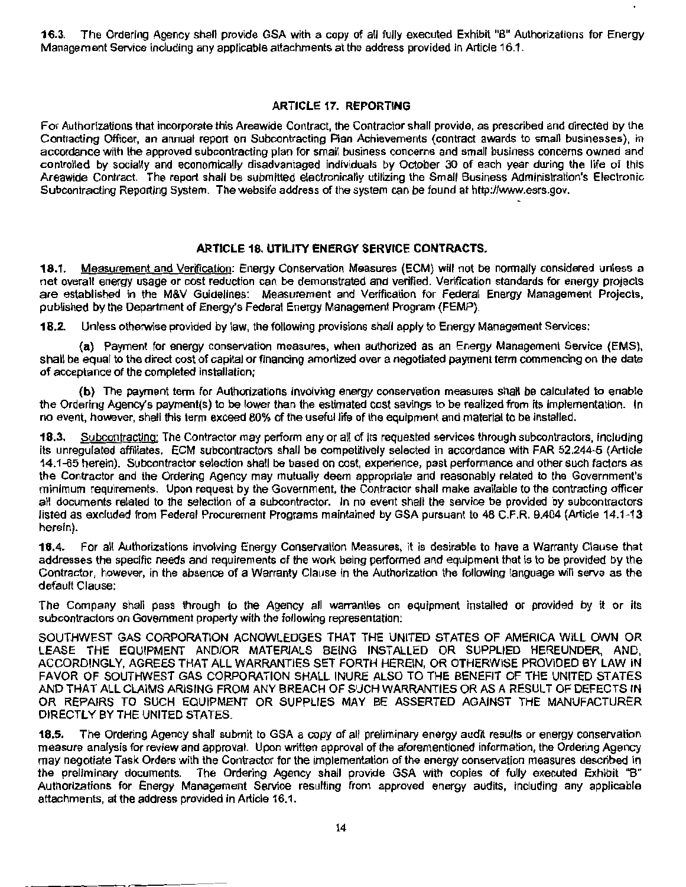**16.3.** The Ordering Agency shall provide GSA with a copy of all fully executed Exhibit "B" Authorizations for Energy Management Service including any applicable attachments at the address provided in Article 16.1.

## ARTICLE 17. REPORTING

For Authorizations that incorporate this Areawide Contract, the Contractor shall provide, as prescribed and directed by the Contracting Officer, an annual report on Subcontracting Plan Achievements (contract awards to small businesses), in accordance with the approved subcontracting plan for small business concerns and small business concerns owned and controlled by socially and economically disadvantaged individuals by October 30 of each year during the life of this Areawide Contract. The report shall be submitted electronically utilizing the Small Business Administration's Electronic Subcontracting Reporting System. The website address of the system can be found at http://www.esrs.gov.

## ARTICLE 18. UTILITY ENERGY SERVICE CONTRACTS.

**18.1.** Measurement and Verification: Energy Conservation Measures (ECM) will not be normally considered unless a net overall energy usage or cost reduction can be demonstrated and verified. Verification standards for energy projects are established in the M&V Guidelines: Measurement and Verification for Federal Energy Management Projects, published by the Department of Energy's Federal Energy Management Program (FEMP).

**18.2.** Unless otherwise provided by law, the following provisions shall apply to Energy Management Services:

**(a)** Payment for energy conservation measures, when authorized as an Energy Management Service (EMS), shall be equal to the direct cost of capital or financing amortized over a negotiated payment term commencing on the date of acceptance of the completed installation;

**(b)** The payment term for Authorizations involving energy conservation measures shall be calculated to enable the Ordering Agency's payment(s) to be lower than the estimated cost savings to be realized from its implementation. In no event, however, shall this term exceed 80% of the useful life of the equipment and material to be installed.

**18.3.** Subcontracting: The Contractor may perform any or all of its requested services through subcontractors, including its unregulated affiliates. ECM subcontractors shall be competitively selected in accordance with FAR 52.244-5 (Article 14.1-65 herein). Subcontractor selection shall be based on cost, experience, past performance and other such factors as the Contractor and the Ordering Agency may mutually deem appropriate and reasonably related to the Government's minimum requirements. Upon request by the Government, the Contractor shall make available to the contracting officer all documents related to the selection of a subcontractor. In no event shall the service be provided by subcontractors listed as excluded from Federal Procurement Programs maintained by GSA pursuant to 48 C.F.R. 9.404 (Article 14.1-13 herein).

**18.4.** For all Authorizations involving Energy Conservation Measures, it is desirable to have a Warranty Clause that addresses the specific needs and requirements of the work being performed and equipment that is to be provided by the Contractor, however, in the absence of a Warranty Clause in the Authorization the following language will serve as the default Clause:

The Company shall pass through to the Agency all warranties on equipment installed or provided by it or its subcontractors on Government property with the following representation:

SOUTHWEST GAS CORPORATION ACNOWLEDGES THAT THE UNITED STATES OF AMERICA WILL OWN OR LEASE THE EQUIPMENT AND/OR MATERIALS BEING INSTALLED OR SUPPLIED HEREUNDER, AND, ACCORDINGLY, AGREES THAT ALL WARRANTIES SET FORTH HEREIN, OR OTHERWISE PROVIDED BY LAW IN FAVOR OF SOUTHWEST GAS CORPORATION SHALL INURE ALSO TO THE BENEFIT OF THE UNITED STATES AND THAT ALL CLAIMS ARISING FROM ANY BREACH OF SUCH WARRANTIES OR AS A RESULT OF DEFECTS IN OR REPAIRS TO SUCH EQUIPMENT OR SUPPLIES MAY BE ASSERTED AGAINST THE MANUFACTURER DIRECTLY BY THE UNITED STATES.

**18.5.** The Ordering Agency shall submit to GSA a copy of all preliminary energy audit results or energy conservation measure analysis for review and approval. Upon written approval of the aforementioned information, the Ordering Agency may negotiate Task Orders with the Contractor for the implementation of the energy conservation measures described in the preliminary documents. The Ordering Agency shall provide GSA with copies of fully executed Exhibit "B" Authorizations for Energy Management Service resulting from approved energy audits, including any applicable attachments, at the address provided in Article 16.1.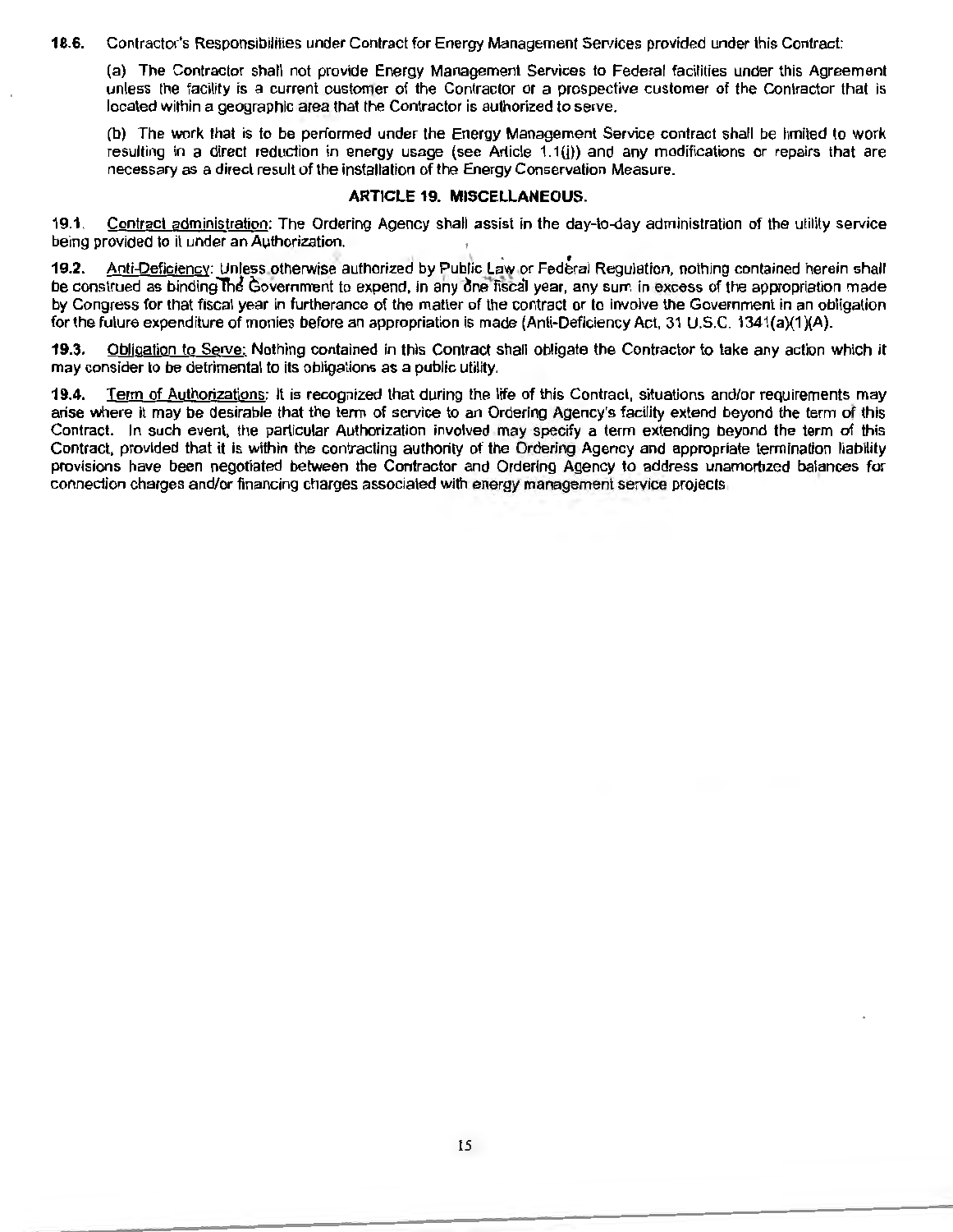**18.6.** Contractor's Responsibilities under Contract for Energy Management Services provided under this Contract:

(a) The Contractor shall not provide Energy Management Services to Federal facilities under this Agreement unless the facility is a current customer of the Contractor or a prospective customer of the Contractor that is located within a geographic area that the Contractor is authorized to serve.

(b) The work that is to be performed under the Energy Management Service contract shall be limited to work resulting in a direct reduction in energy usage (see Article 1.1(j)) and any modifications or repairs that are necessary as a direct result of the installation of the Energy Conservation Measure.

## ARTICLE 19. MISCELLANEOUS.

**19.1.** Contract administration: The Ordering Agency shall assist in the day-to-day administration of the utility service being provided to it under an Authorization.

**19.2.** Anti-Deficiency: Unless otherwise authorized by Public Law or Federal Regulation, nothing contained herein shall be construed as binding the Government to expend, in any one fiscal year, any sum in excess of the appropriation made by Congress for that fiscal year in furtherance of the matter of the contract or to involve the Government in an obligation for the future expenditure of monies before an appropriation is made (Anti-Deficiency Act, 31 U.S.C. 1341(a)(1)(A).

**19.3.** Obligation to Serve: Nothing contained in this Contract shall obligate the Contractor to take any action which it may consider to be detrimental to its obligations as a public utility.

**19.4.** Term of Authorizations: It is recognized that during the life of this Contract, situations and/or requirements may arise where it may be desirable that the term of service to an Ordering Agency's facility extend beyond the term of this Contract. In such event, the particular Authorization involved may specify a term extending beyond the term of this Contract, provided that it is within the contracting authority of the Ordering Agency and appropriate termination liability provisions have been negotiated between the Contractor and Ordering Agency to address unamortized balances for connection charges and/or financing charges associated with energy management service projects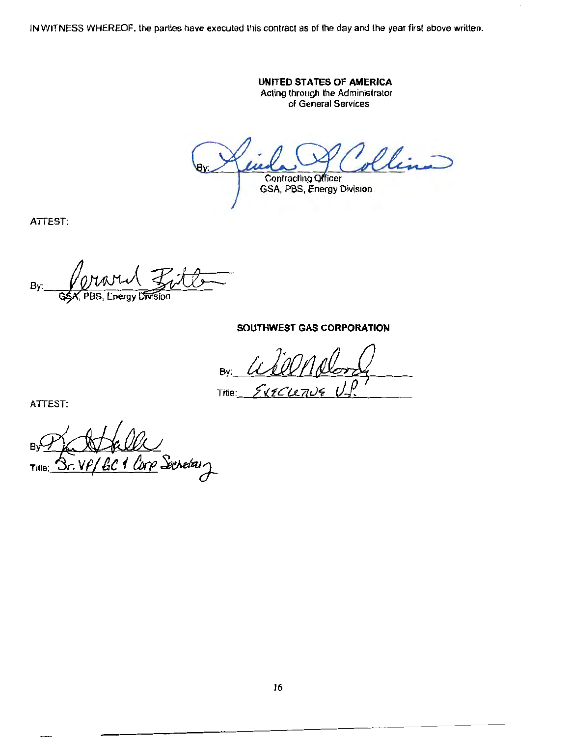IN WITNESS WHEREOF, the parties have executed this contract as of the day and the year first above written.

**UNITED STATES OF AMERICA**
Acting through the Administrator
of General Services

By: ______________________
Contracting Officer
GSA, PBS, Energy Division

ATTEST:

By: ______________________
GSA, PBS, Energy Division

**SOUTHWEST GAS CORPORATION**

By: ______________________
Title: Executive V.P.

ATTEST:

By: ______________________
Title: Sr. VP/GC & Corp Secretary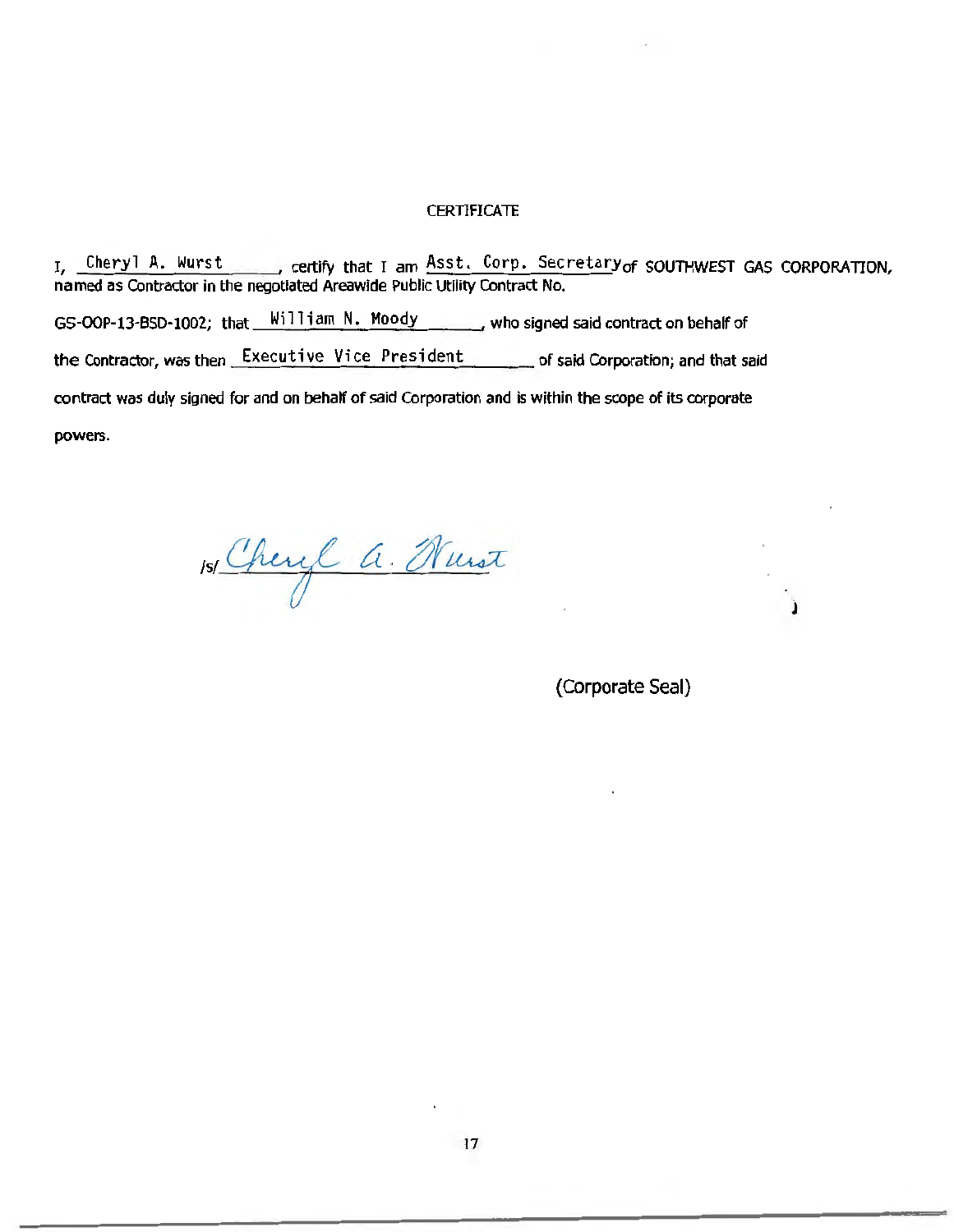## CERTIFICATE

I, Cheryl A. Wurst, certify that I am Asst. Corp. Secretary of SOUTHWEST GAS CORPORATION, named as Contractor in the negotiated Areawide Public Utility Contract No. GS-OOP-13-BSD-1002; that William N. Moody, who signed said contract on behalf of the Contractor, was then Executive Vice President of said Corporation; and that said contract was duly signed for and on behalf of said Corporation and is within the scope of its corporate powers.

/s/ Cheryl A. Wurst

(Corporate Seal)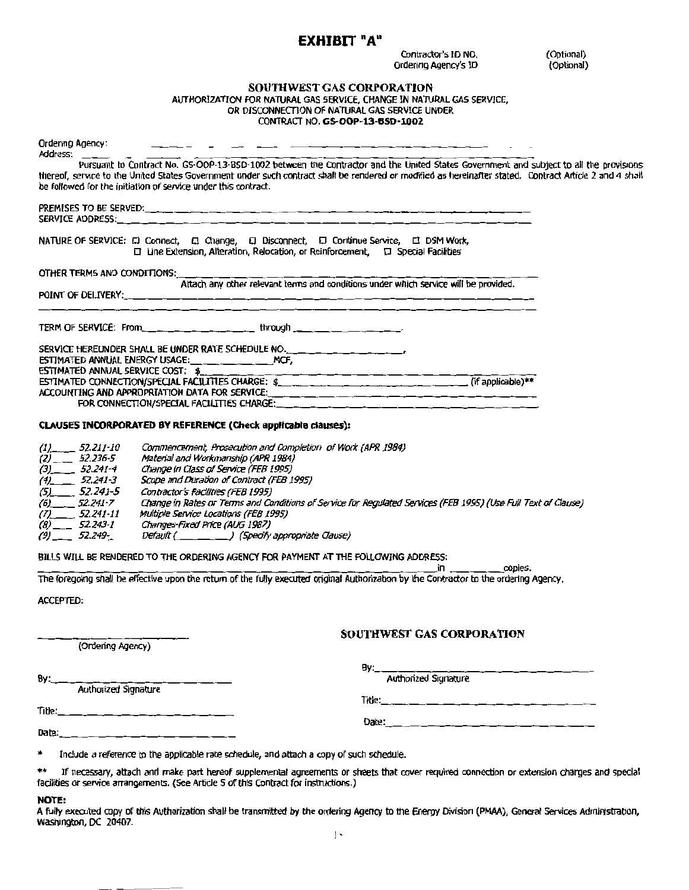# EXHIBIT "A"

Contractor's ID NO. (Optional)
Ordering Agency's ID (Optional)

**SOUTHWEST GAS CORPORATION**
AUTHORIZATION FOR NATURAL GAS SERVICE, CHANGE IN NATURAL GAS SERVICE,
OR DISCONNECTION OF NATURAL GAS SERVICE UNDER
CONTRACT NO. **GS-OOP-13-BSD-1002**

Ordering Agency: ___________________________________________
Address: ___________________________________________

Pursuant to Contract No. GS-OOP-13-BSD-1002 between the Contractor and the United States Government and subject to all the provisions thereof, service to the United States Government under such contract shall be rendered or modified as hereinafter stated. Contract Article 2 and 4 shall be followed for the initiation of service under this contract.

PREMISES TO BE SERVED: ___________________________________________
SERVICE ADDRESS: ___________________________________________

NATURE OF SERVICE: ☐ Connect, ☐ Change, ☐ Disconnect, ☐ Continue Service, ☐ DSM Work,
☐ Line Extension, Alteration, Relocation, or Reinforcement, ☐ Special Facilities

OTHER TERMS AND CONDITIONS: ___________________________________________
Attach any other relevant terms and conditions under which service will be provided.

POINT OF DELIVERY: ___________________________________________

TERM OF SERVICE: From ____________________ through ____________________.

SERVICE HEREUNDER SHALL BE UNDER RATE SCHEDULE NO. ____________________,
ESTIMATED ANNUAL ENERGY USAGE: ______________ MCF,
ESTIMATED ANNUAL SERVICE COST: $ ____________________
ESTIMATED CONNECTION/SPECIAL FACILITIES CHARGE: $ ____________________ (if applicable)**
ACCOUNTING AND APPROPRIATION DATA FOR SERVICE: ____________________
FOR CONNECTION/SPECIAL FACILITIES CHARGE: ____________________

**CLAUSES INCORPORATED BY REFERENCE (Check applicable clauses):**

*(1)____ 52.211-10* *Commencement, Prosecution and Completion of Work (APR 1984)*
*(2)____ 52.236-5* *Material and Workmanship (APR 1984)*
*(3)____ 52.241-4* *Change in Class of Service (FEB 1995)*
*(4)____ 52.241-3* *Scope and Duration of Contract (FEB 1995)*
*(5)____ 52.241-5* *Contractor's Facilities (FEB 1995)*
*(6)____ 52.241-7* *Change in Rates or Terms and Conditions of Service for Regulated Services (FEB 1995) (Use Full Text of Clause)*
*(7)____ 52.241-11* *Multiple Service Locations (FEB 1995)*
*(8)____ 52.243-1* *Changes-Fixed Price (AUG 1987)*
*(9)____ 52.249-_* *Default (________) (Specify appropriate Clause)*

BILLS WILL BE RENDERED TO THE ORDERING AGENCY FOR PAYMENT AT THE FOLLOWING ADDRESS:
___________________________________________ in ________ copies.
The foregoing shall be effective upon the return of the fully executed original Authorization by the Contractor to the ordering Agency.

ACCEPTED:

______________________
(Ordering Agency)

By: ______________________
Authorized Signature

Title: ______________________

Date: ______________________

**SOUTHWEST GAS CORPORATION**

By: ______________________
Authorized Signature

Title: ______________________

Date: ______________________

\* Include a reference to the applicable rate schedule, and attach a copy of such schedule.

\** If necessary, attach and make part hereof supplemental agreements or sheets that cover required connection or extension charges and special facilities or service arrangements. (See Article 5 of this Contract for instructions.)

**NOTE:**
A fully executed copy of this Authorization shall be transmitted by the ordering Agency to the Energy Division (PMAA), General Services Administration, Washington, DC 20407.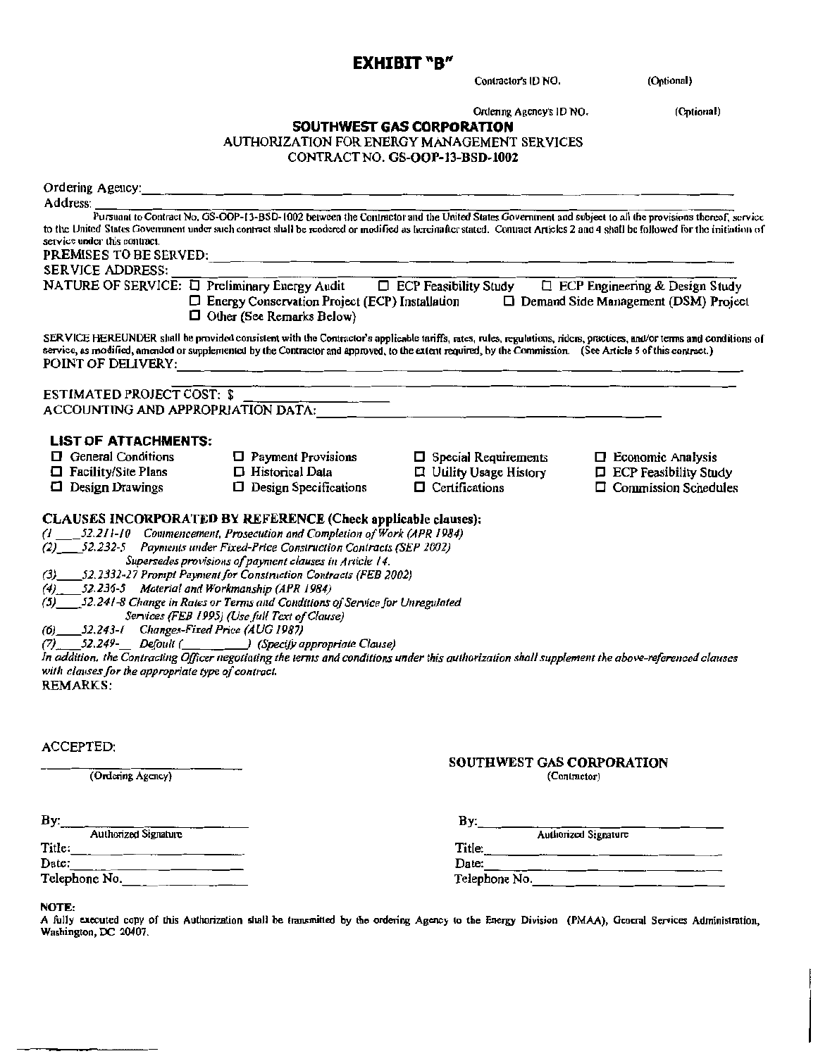# EXHIBIT "B"

Contractor's ID NO. (Optional)

Ordering Agency's ID NO. (Optional)

## SOUTHWEST GAS CORPORATION

AUTHORIZATION FOR ENERGY MANAGEMENT SERVICES
CONTRACT NO. GS-OOP-13-BSD-1002

Ordering Agency:\_\_\_\_\_\_\_\_\_\_\_\_\_\_\_\_\_\_\_\_\_\_\_\_\_\_\_\_\_\_\_\_\_\_\_\_\_\_\_\_

Address:\_\_\_\_\_\_\_\_\_\_\_\_\_\_\_\_\_\_\_\_\_\_\_\_\_\_\_\_\_\_\_\_\_\_\_\_\_\_\_\_

Pursuant to Contract No. GS-OOP-13-BSD-1002 between the Contractor and the United States Government and subject to all the provisions thereof, service to the United States Government under such contract shall be rendered or modified as hereinafter stated. Contract Articles 2 and 4 shall be followed for the initiation of service under this contract.

PREMISES TO BE SERVED:\_\_\_\_\_\_\_\_\_\_\_\_\_\_\_\_\_\_\_\_\_\_\_\_\_\_\_\_\_\_\_\_\_\_\_\_\_\_\_\_

SERVICE ADDRESS:\_\_\_\_\_\_\_\_\_\_\_\_\_\_\_\_\_\_\_\_\_\_\_\_\_\_\_\_\_\_\_\_\_\_\_\_\_\_\_\_

NATURE OF SERVICE:
- ☐ Preliminary Energy Audit
- ☐ ECP Feasibility Study
- ☐ ECP Engineering & Design Study
- ☐ Energy Conservation Project (ECP) Installation
- ☐ Demand Side Management (DSM) Project
- ☐ Other (See Remarks Below)

SERVICE HEREUNDER shall be provided consistent with the Contractor's applicable tariffs, rates, rules, regulations, riders, practices, and/or terms and conditions of service, as modified, amended or supplemented by the Contractor and approved, to the extent required, by the Commission. (See Article 5 of this contract.)

POINT OF DELIVERY:\_\_\_\_\_\_\_\_\_\_\_\_\_\_\_\_\_\_\_\_\_\_\_\_\_\_\_\_\_\_\_\_\_\_\_\_\_\_\_\_

ESTIMATED PROJECT COST: $\_\_\_\_\_\_\_\_\_\_\_\_\_\_\_\_

ACCOUNTING AND APPROPRIATION DATA:\_\_\_\_\_\_\_\_\_\_\_\_\_\_\_\_\_\_\_\_\_\_\_\_\_\_\_\_

### LIST OF ATTACHMENTS:

- ☐ General Conditions
- ☐ Facility/Site Plans
- ☐ Design Drawings
- ☐ Payment Provisions
- ☐ Historical Data
- ☐ Design Specifications
- ☐ Special Requirements
- ☐ Utility Usage History
- ☐ Certifications
- ☐ Economic Analysis
- ☐ ECP Feasibility Study
- ☐ Commission Schedules

### CLAUSES INCORPORATED BY REFERENCE (Check applicable clauses):

*(1 \_\_\_\_52.211-10 Commencement, Prosecution and Completion of Work (APR 1984)*
*(2)\_\_\_\_52.232-5 Payments under Fixed-Price Construction Contracts (SEP 2002)*
*Supersedes provisions of payment clauses in Article 14.*
*(3)\_\_\_\_52.2332-27 Prompt Payment for Construction Contracts (FEB 2002)*
*(4)\_\_\_\_52.236-5 Material and Workmanship (APR 1984)*
*(5)\_\_\_\_52.241-8 Change in Rates or Terms and Conditions of Service for Unregulated Services (FEB 1995) (Use full Text of Clause)*
*(6)\_\_\_\_52.243-1 Changes-Fixed Price (AUG 1987)*
*(7)\_\_\_\_52.249-\_\_ Default (\_\_\_\_\_\_\_\_\_\_) (Specify appropriate Clause)*

*In addition, the Contracting Officer negotiating the terms and conditions under this authorization shall supplement the above-referenced clauses with clauses for the appropriate type of contract.*

REMARKS:

ACCEPTED:

\_\_\_\_\_\_\_\_\_\_\_\_\_\_\_\_\_\_\_\_\_\_\_\_
(Ordering Agency)

By:\_\_\_\_\_\_\_\_\_\_\_\_\_\_\_\_\_\_\_\_\_\_\_\_
Authorized Signature
Title:\_\_\_\_\_\_\_\_\_\_\_\_\_\_\_\_\_\_\_\_\_\_\_\_
Date:\_\_\_\_\_\_\_\_\_\_\_\_\_\_\_\_\_\_\_\_\_\_\_\_
Telephone No.\_\_\_\_\_\_\_\_\_\_\_\_\_\_\_\_

**SOUTHWEST GAS CORPORATION**
(Contractor)

By:\_\_\_\_\_\_\_\_\_\_\_\_\_\_\_\_\_\_\_\_\_\_\_\_
Authorized Signature
Title:\_\_\_\_\_\_\_\_\_\_\_\_\_\_\_\_\_\_\_\_\_\_\_\_
Date:\_\_\_\_\_\_\_\_\_\_\_\_\_\_\_\_\_\_\_\_\_\_\_\_
Telephone No.\_\_\_\_\_\_\_\_\_\_\_\_\_\_\_\_

**NOTE:**
A fully executed copy of this Authorization shall be transmitted by the ordering Agency to the Energy Division (PMAA), General Services Administration, Washington, DC 20407.